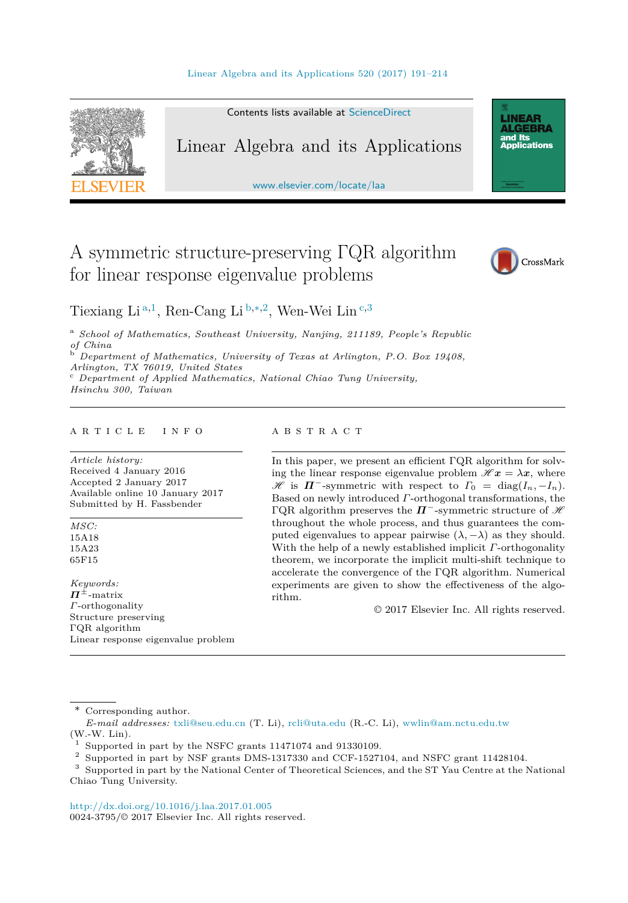# A symmetric structure-preserving ΓQR algorithm for linear response eigenvalue problems

Tiexiang Li [a,1], Ren-Cang Li [b,*,2], Wen-Wei Lin [c,3]

[a] *School of Mathematics, Southeast University, Nanjing, 211189, People's Republic of China*
[b] *Department of Mathematics, University of Texas at Arlington, P.O. Box 19408, Arlington, TX 76019, United States*
[c] *Department of Applied Mathematics, National Chiao Tung University, Hsinchu 300, Taiwan*

## ARTICLE INFO

*Article history:*
Received 4 January 2016
Accepted 2 January 2017
Available online 10 January 2017
Submitted by H. Fassbender

*MSC:*
15A18
15A23
65F15

*Keywords:*
$\boldsymbol{\Pi}^{\pm}$-matrix
$\Gamma$-orthogonality
Structure preserving
ΓQR algorithm
Linear response eigenvalue problem

## ABSTRACT

In this paper, we present an efficient ΓQR algorithm for solving the linear response eigenvalue problem $\mathscr{H}\boldsymbol{x} = \lambda\boldsymbol{x}$, where $\mathscr{H}$ is $\boldsymbol{\Pi}^{-}$-symmetric with respect to $\Gamma_0 = \mathrm{diag}(I_n, -I_n)$. Based on newly introduced $\Gamma$-orthogonal transformations, the ΓQR algorithm preserves the $\boldsymbol{\Pi}^{-}$-symmetric structure of $\mathscr{H}$ throughout the whole process, and thus guarantees the computed eigenvalues to appear pairwise $(\lambda, -\lambda)$ as they should. With the help of a newly established implicit $\Gamma$-orthogonality theorem, we incorporate the implicit multi-shift technique to accelerate the convergence of the ΓQR algorithm. Numerical experiments are given to show the effectiveness of the algorithm.

© 2017 Elsevier Inc. All rights reserved.

---

\* Corresponding author.
*E-mail addresses:* txli@seu.edu.cn (T. Li), rcli@uta.edu (R.-C. Li), wwlin@am.nctu.edu.tw (W.-W. Lin).
[1] Supported in part by the NSFC grants 11471074 and 91330109.
[2] Supported in part by NSF grants DMS-1317330 and CCF-1527104, and NSFC grant 11428104.
[3] Supported in part by the National Center of Theoretical Sciences, and the ST Yau Centre at the National Chiao Tung University.

http://dx.doi.org/10.1016/j.laa.2017.01.005
0024-3795/© 2017 Elsevier Inc. All rights reserved.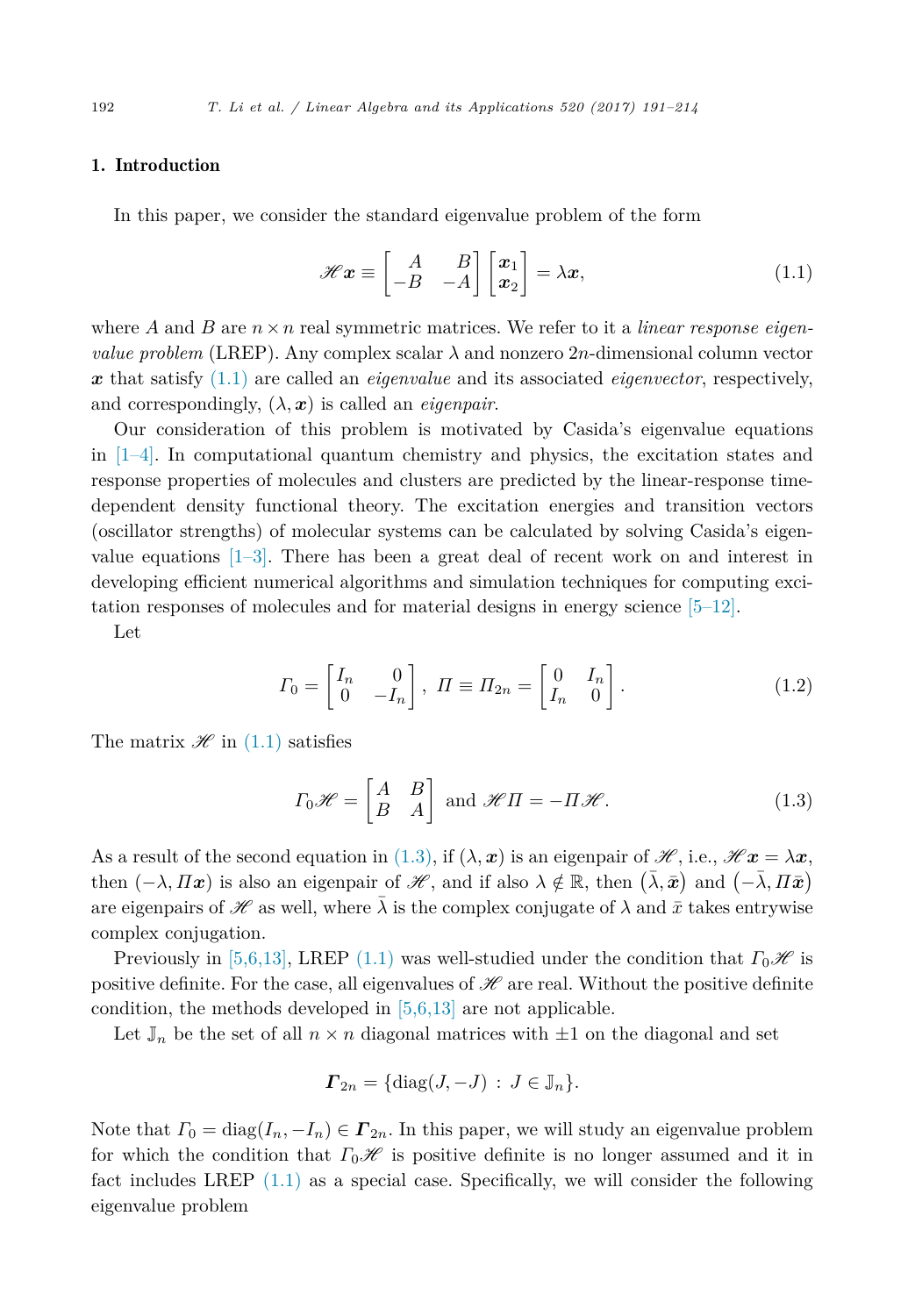## 1. Introduction

In this paper, we consider the standard eigenvalue problem of the form

$$\mathscr{H}\boldsymbol{x} \equiv \begin{bmatrix} A & B \\ -B & -A \end{bmatrix} \begin{bmatrix} \boldsymbol{x}_1 \\ \boldsymbol{x}_2 \end{bmatrix} = \lambda \boldsymbol{x}, \tag{1.1}$$

where $A$ and $B$ are $n \times n$ real symmetric matrices. We refer to it a *linear response eigenvalue problem* (LREP). Any complex scalar $\lambda$ and nonzero $2n$-dimensional column vector $\boldsymbol{x}$ that satisfy (1.1) are called an *eigenvalue* and its associated *eigenvector*, respectively, and correspondingly, $(\lambda, \boldsymbol{x})$ is called an *eigenpair*.

Our consideration of this problem is motivated by Casida's eigenvalue equations in [1–4]. In computational quantum chemistry and physics, the excitation states and response properties of molecules and clusters are predicted by the linear-response time-dependent density functional theory. The excitation energies and transition vectors (oscillator strengths) of molecular systems can be calculated by solving Casida's eigenvalue equations [1–3]. There has been a great deal of recent work on and interest in developing efficient numerical algorithms and simulation techniques for computing excitation responses of molecules and for material designs in energy science [5–12].

Let

$$\Gamma_0 = \begin{bmatrix} I_n & 0 \\ 0 & -I_n \end{bmatrix}, \; \Pi \equiv \Pi_{2n} = \begin{bmatrix} 0 & I_n \\ I_n & 0 \end{bmatrix}. \tag{1.2}$$

The matrix $\mathscr{H}$ in (1.1) satisfies

$$\Gamma_0 \mathscr{H} = \begin{bmatrix} A & B \\ B & A \end{bmatrix} \text{ and } \mathscr{H}\Pi = -\Pi\mathscr{H}. \tag{1.3}$$

As a result of the second equation in (1.3), if $(\lambda, \boldsymbol{x})$ is an eigenpair of $\mathscr{H}$, i.e., $\mathscr{H}\boldsymbol{x} = \lambda\boldsymbol{x}$, then $(-\lambda, \Pi\boldsymbol{x})$ is also an eigenpair of $\mathscr{H}$, and if also $\lambda \notin \mathbb{R}$, then $(\bar{\lambda}, \bar{\boldsymbol{x}})$ and $(-\bar{\lambda}, \Pi\bar{\boldsymbol{x}})$ are eigenpairs of $\mathscr{H}$ as well, where $\bar{\lambda}$ is the complex conjugate of $\lambda$ and $\bar{x}$ takes entrywise complex conjugation.

Previously in [5,6,13], LREP (1.1) was well-studied under the condition that $\Gamma_0\mathscr{H}$ is positive definite. For the case, all eigenvalues of $\mathscr{H}$ are real. Without the positive definite condition, the methods developed in [5,6,13] are not applicable.

Let $\mathbb{J}_n$ be the set of all $n \times n$ diagonal matrices with $\pm 1$ on the diagonal and set

$$\boldsymbol{\Gamma}_{2n} = \{\operatorname{diag}(J, -J) \, : \, J \in \mathbb{J}_n\}.$$

Note that $\Gamma_0 = \operatorname{diag}(I_n, -I_n) \in \boldsymbol{\Gamma}_{2n}$. In this paper, we will study an eigenvalue problem for which the condition that $\Gamma_0\mathscr{H}$ is positive definite is no longer assumed and it in fact includes LREP (1.1) as a special case. Specifically, we will consider the following eigenvalue problem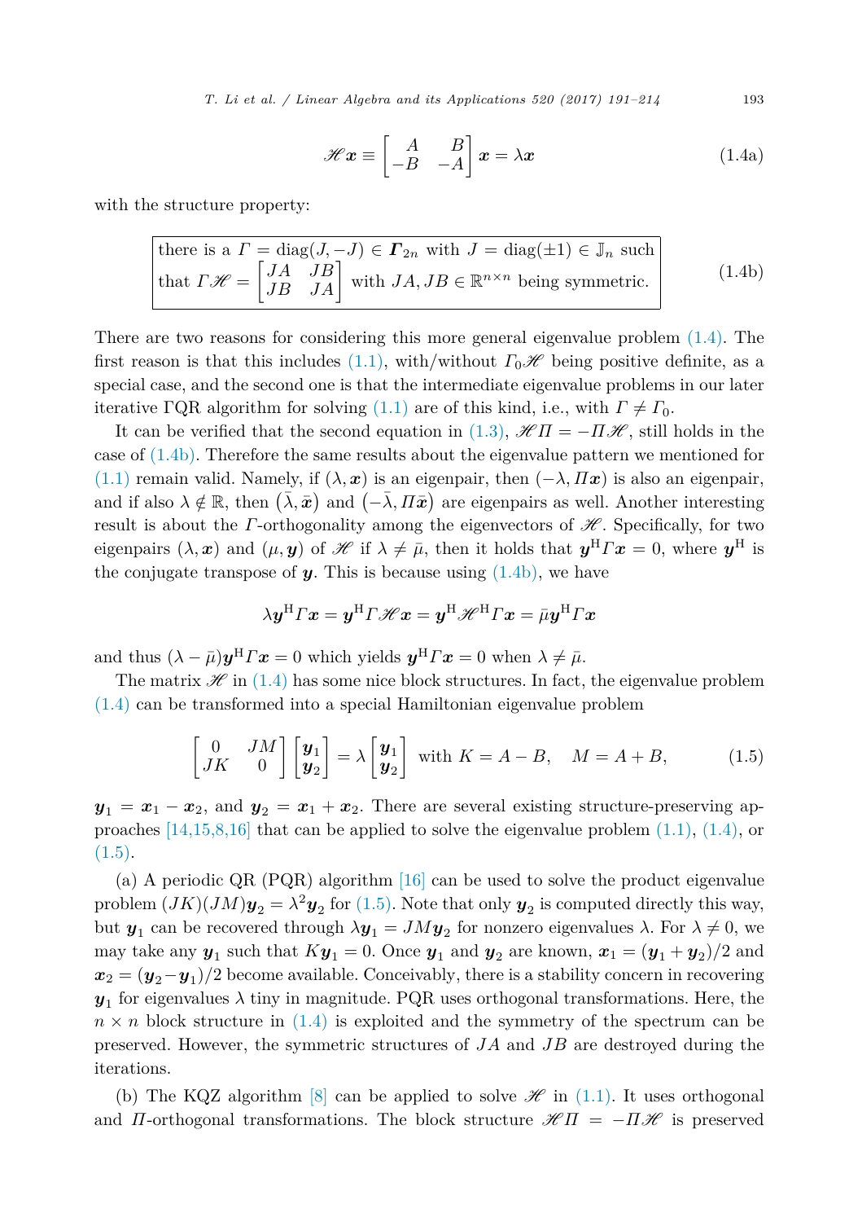$$\mathscr{H}\boldsymbol{x} \equiv \begin{bmatrix} A & B \\ -B & -A \end{bmatrix} \boldsymbol{x} = \lambda \boldsymbol{x} \tag{1.4a}$$

with the structure property:

$$\boxed{\begin{array}{l}\text{there is a } \Gamma = \operatorname{diag}(J, -J) \in \boldsymbol{\Gamma}_{2n} \text{ with } J = \operatorname{diag}(\pm 1) \in \mathbb{J}_n \text{ such} \\ \text{that } \Gamma\mathscr{H} = \begin{bmatrix} JA & JB \\ JB & JA \end{bmatrix} \text{ with } JA, JB \in \mathbb{R}^{n\times n} \text{ being symmetric.}\end{array}} \tag{1.4b}$$

There are two reasons for considering this more general eigenvalue problem (1.4). The first reason is that this includes (1.1), with/without $\Gamma_0\mathscr{H}$ being positive definite, as a special case, and the second one is that the intermediate eigenvalue problems in our later iterative ΓQR algorithm for solving (1.1) are of this kind, i.e., with $\Gamma \neq \Gamma_0$.

It can be verified that the second equation in (1.3), $\mathscr{H}\Pi = -\Pi\mathscr{H}$, still holds in the case of (1.4b). Therefore the same results about the eigenvalue pattern we mentioned for (1.1) remain valid. Namely, if $(\lambda, \boldsymbol{x})$ is an eigenpair, then $(-\lambda, \Pi\boldsymbol{x})$ is also an eigenpair, and if also $\lambda \notin \mathbb{R}$, then $(\bar{\lambda}, \bar{\boldsymbol{x}})$ and $(-\bar{\lambda}, \Pi\bar{\boldsymbol{x}})$ are eigenpairs as well. Another interesting result is about the $\Gamma$-orthogonality among the eigenvectors of $\mathscr{H}$. Specifically, for two eigenpairs $(\lambda, \boldsymbol{x})$ and $(\mu, \boldsymbol{y})$ of $\mathscr{H}$ if $\lambda \neq \bar{\mu}$, then it holds that $\boldsymbol{y}^{\mathrm{H}}\Gamma\boldsymbol{x} = 0$, where $\boldsymbol{y}^{\mathrm{H}}$ is the conjugate transpose of $\boldsymbol{y}$. This is because using (1.4b), we have

$$\lambda\boldsymbol{y}^{\mathrm{H}}\Gamma\boldsymbol{x} = \boldsymbol{y}^{\mathrm{H}}\Gamma\mathscr{H}\boldsymbol{x} = \boldsymbol{y}^{\mathrm{H}}\mathscr{H}^{\mathrm{H}}\Gamma\boldsymbol{x} = \bar{\mu}\boldsymbol{y}^{\mathrm{H}}\Gamma\boldsymbol{x}$$

and thus $(\lambda - \bar{\mu})\boldsymbol{y}^{\mathrm{H}}\Gamma\boldsymbol{x} = 0$ which yields $\boldsymbol{y}^{\mathrm{H}}\Gamma\boldsymbol{x} = 0$ when $\lambda \neq \bar{\mu}$.

The matrix $\mathscr{H}$ in (1.4) has some nice block structures. In fact, the eigenvalue problem (1.4) can be transformed into a special Hamiltonian eigenvalue problem

$$\begin{bmatrix} 0 & JM \\ JK & 0 \end{bmatrix} \begin{bmatrix} \boldsymbol{y}_1 \\ \boldsymbol{y}_2 \end{bmatrix} = \lambda \begin{bmatrix} \boldsymbol{y}_1 \\ \boldsymbol{y}_2 \end{bmatrix} \text{ with } K = A - B, \quad M = A + B, \tag{1.5}$$

$\boldsymbol{y}_1 = \boldsymbol{x}_1 - \boldsymbol{x}_2$, and $\boldsymbol{y}_2 = \boldsymbol{x}_1 + \boldsymbol{x}_2$. There are several existing structure-preserving approaches [14,15,8,16] that can be applied to solve the eigenvalue problem (1.1), (1.4), or (1.5).

(a) A periodic QR (PQR) algorithm [16] can be used to solve the product eigenvalue problem $(JK)(JM)\boldsymbol{y}_2 = \lambda^2\boldsymbol{y}_2$ for (1.5). Note that only $\boldsymbol{y}_2$ is computed directly this way, but $\boldsymbol{y}_1$ can be recovered through $\lambda\boldsymbol{y}_1 = JM\boldsymbol{y}_2$ for nonzero eigenvalues $\lambda$. For $\lambda \neq 0$, we may take any $\boldsymbol{y}_1$ such that $K\boldsymbol{y}_1 = 0$. Once $\boldsymbol{y}_1$ and $\boldsymbol{y}_2$ are known, $\boldsymbol{x}_1 = (\boldsymbol{y}_1 + \boldsymbol{y}_2)/2$ and $\boldsymbol{x}_2 = (\boldsymbol{y}_2 - \boldsymbol{y}_1)/2$ become available. Conceivably, there is a stability concern in recovering $\boldsymbol{y}_1$ for eigenvalues $\lambda$ tiny in magnitude. PQR uses orthogonal transformations. Here, the $n \times n$ block structure in (1.4) is exploited and the symmetry of the spectrum can be preserved. However, the symmetric structures of $JA$ and $JB$ are destroyed during the iterations.

(b) The KQZ algorithm [8] can be applied to solve $\mathscr{H}$ in (1.1). It uses orthogonal and $\Pi$-orthogonal transformations. The block structure $\mathscr{H}\Pi = -\Pi\mathscr{H}$ is preserved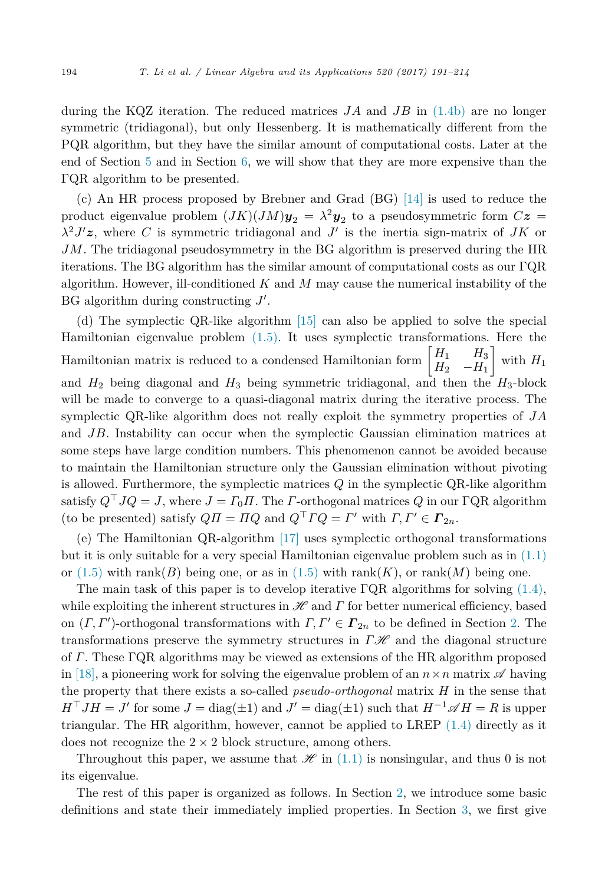during the KQZ iteration. The reduced matrices $JA$ and $JB$ in (1.4b) are no longer symmetric (tridiagonal), but only Hessenberg. It is mathematically different from the PQR algorithm, but they have the similar amount of computational costs. Later at the end of Section 5 and in Section 6, we will show that they are more expensive than the $\Gamma$QR algorithm to be presented.

(c) An HR process proposed by Brebner and Grad (BG) [14] is used to reduce the product eigenvalue problem $(JK)(JM)\boldsymbol{y}_2 = \lambda^2 \boldsymbol{y}_2$ to a pseudosymmetric form $C\boldsymbol{z} = \lambda^2 J'\boldsymbol{z}$, where $C$ is symmetric tridiagonal and $J'$ is the inertia sign-matrix of $JK$ or $JM$. The tridiagonal pseudosymmetry in the BG algorithm is preserved during the HR iterations. The BG algorithm has the similar amount of computational costs as our $\Gamma$QR algorithm. However, ill-conditioned $K$ and $M$ may cause the numerical instability of the BG algorithm during constructing $J'$.

(d) The symplectic QR-like algorithm [15] can also be applied to solve the special Hamiltonian eigenvalue problem (1.5). It uses symplectic transformations. Here the Hamiltonian matrix is reduced to a condensed Hamiltonian form $\begin{bmatrix} H_1 & H_3 \\ H_2 & -H_1 \end{bmatrix}$ with $H_1$ and $H_2$ being diagonal and $H_3$ being symmetric tridiagonal, and then the $H_3$-block will be made to converge to a quasi-diagonal matrix during the iterative process. The symplectic QR-like algorithm does not really exploit the symmetry properties of $JA$ and $JB$. Instability can occur when the symplectic Gaussian elimination matrices at some steps have large condition numbers. This phenomenon cannot be avoided because to maintain the Hamiltonian structure only the Gaussian elimination without pivoting is allowed. Furthermore, the symplectic matrices $Q$ in the symplectic QR-like algorithm satisfy $Q^\top JQ = J$, where $J = \Gamma_0 \Pi$. The $\Gamma$-orthogonal matrices $Q$ in our $\Gamma$QR algorithm (to be presented) satisfy $Q\Pi = \Pi Q$ and $Q^\top \Gamma Q = \Gamma'$ with $\Gamma, \Gamma' \in \boldsymbol{\Gamma}_{2n}$.

(e) The Hamiltonian QR-algorithm [17] uses symplectic orthogonal transformations but it is only suitable for a very special Hamiltonian eigenvalue problem such as in (1.1) or (1.5) with rank($B$) being one, or as in (1.5) with rank($K$), or rank($M$) being one.

The main task of this paper is to develop iterative $\Gamma$QR algorithms for solving (1.4), while exploiting the inherent structures in $\mathscr{H}$ and $\Gamma$ for better numerical efficiency, based on $(\Gamma, \Gamma')$-orthogonal transformations with $\Gamma, \Gamma' \in \boldsymbol{\Gamma}_{2n}$ to be defined in Section 2. The transformations preserve the symmetry structures in $\Gamma\mathscr{H}$ and the diagonal structure of $\Gamma$. These $\Gamma$QR algorithms may be viewed as extensions of the HR algorithm proposed in [18], a pioneering work for solving the eigenvalue problem of an $n \times n$ matrix $\mathscr{A}$ having the property that there exists a so-called *pseudo-orthogonal* matrix $H$ in the sense that $H^\top JH = J'$ for some $J = \mathrm{diag}(\pm 1)$ and $J' = \mathrm{diag}(\pm 1)$ such that $H^{-1}\mathscr{A}H = R$ is upper triangular. The HR algorithm, however, cannot be applied to LREP (1.4) directly as it does not recognize the $2 \times 2$ block structure, among others.

Throughout this paper, we assume that $\mathscr{H}$ in (1.1) is nonsingular, and thus 0 is not its eigenvalue.

The rest of this paper is organized as follows. In Section 2, we introduce some basic definitions and state their immediately implied properties. In Section 3, we first give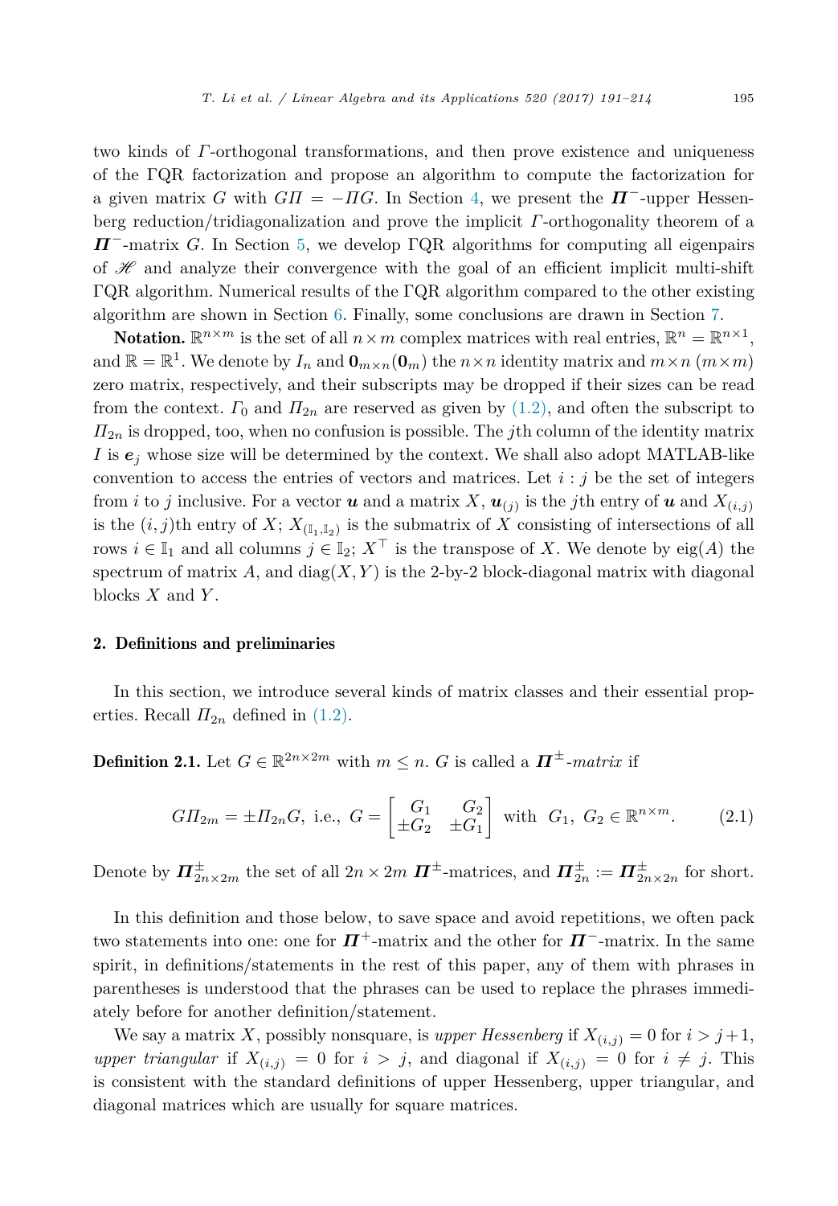two kinds of $\Gamma$-orthogonal transformations, and then prove existence and uniqueness of the ΓQR factorization and propose an algorithm to compute the factorization for a given matrix $G$ with $G\Pi = -\Pi G$. In Section 4, we present the $\boldsymbol{\Pi}^-$-upper Hessenberg reduction/tridiagonalization and prove the implicit $\Gamma$-orthogonality theorem of a $\boldsymbol{\Pi}^-$-matrix $G$. In Section 5, we develop ΓQR algorithms for computing all eigenpairs of $\mathscr{H}$ and analyze their convergence with the goal of an efficient implicit multi-shift ΓQR algorithm. Numerical results of the ΓQR algorithm compared to the other existing algorithm are shown in Section 6. Finally, some conclusions are drawn in Section 7.

**Notation.** $\mathbb{R}^{n\times m}$ is the set of all $n\times m$ complex matrices with real entries, $\mathbb{R}^n = \mathbb{R}^{n\times 1}$, and $\mathbb{R} = \mathbb{R}^1$. We denote by $I_n$ and $\mathbf{0}_{m\times n}(\mathbf{0}_m)$ the $n\times n$ identity matrix and $m\times n$ $(m\times m)$ zero matrix, respectively, and their subscripts may be dropped if their sizes can be read from the context. $\Gamma_0$ and $\Pi_{2n}$ are reserved as given by (1.2), and often the subscript to $\Pi_{2n}$ is dropped, too, when no confusion is possible. The $j$th column of the identity matrix $I$ is $\boldsymbol{e}_j$ whose size will be determined by the context. We shall also adopt MATLAB-like convention to access the entries of vectors and matrices. Let $i:j$ be the set of integers from $i$ to $j$ inclusive. For a vector $\boldsymbol{u}$ and a matrix $X$, $\boldsymbol{u}_{(j)}$ is the $j$th entry of $\boldsymbol{u}$ and $X_{(i,j)}$ is the $(i,j)$th entry of $X$; $X_{(\mathbb{I}_1,\mathbb{I}_2)}$ is the submatrix of $X$ consisting of intersections of all rows $i\in\mathbb{I}_1$ and all columns $j\in\mathbb{I}_2$; $X^\top$ is the transpose of $X$. We denote by $\operatorname{eig}(A)$ the spectrum of matrix $A$, and $\operatorname{diag}(X,Y)$ is the 2-by-2 block-diagonal matrix with diagonal blocks $X$ and $Y$.

## 2. Definitions and preliminaries

In this section, we introduce several kinds of matrix classes and their essential properties. Recall $\Pi_{2n}$ defined in (1.2).

**Definition 2.1.** Let $G\in\mathbb{R}^{2n\times 2m}$ with $m\le n$. $G$ is called a $\boldsymbol{\Pi}^{\pm}$*-matrix* if

$$G\Pi_{2m} = \pm\Pi_{2n}G, \text{ i.e., } G = \begin{bmatrix} G_1 & G_2 \\ \pm G_2 & \pm G_1 \end{bmatrix} \text{ with } G_1,\ G_2\in\mathbb{R}^{n\times m}. \tag{2.1}$$

Denote by $\boldsymbol{\Pi}^{\pm}_{2n\times 2m}$ the set of all $2n\times 2m$ $\boldsymbol{\Pi}^{\pm}$-matrices, and $\boldsymbol{\Pi}^{\pm}_{2n} := \boldsymbol{\Pi}^{\pm}_{2n\times 2n}$ for short.

In this definition and those below, to save space and avoid repetitions, we often pack two statements into one: one for $\boldsymbol{\Pi}^+$-matrix and the other for $\boldsymbol{\Pi}^-$-matrix. In the same spirit, in definitions/statements in the rest of this paper, any of them with phrases in parentheses is understood that the phrases can be used to replace the phrases immediately before for another definition/statement.

We say a matrix $X$, possibly nonsquare, is *upper Hessenberg* if $X_{(i,j)} = 0$ for $i > j+1$, *upper triangular* if $X_{(i,j)} = 0$ for $i > j$, and diagonal if $X_{(i,j)} = 0$ for $i \ne j$. This is consistent with the standard definitions of upper Hessenberg, upper triangular, and diagonal matrices which are usually for square matrices.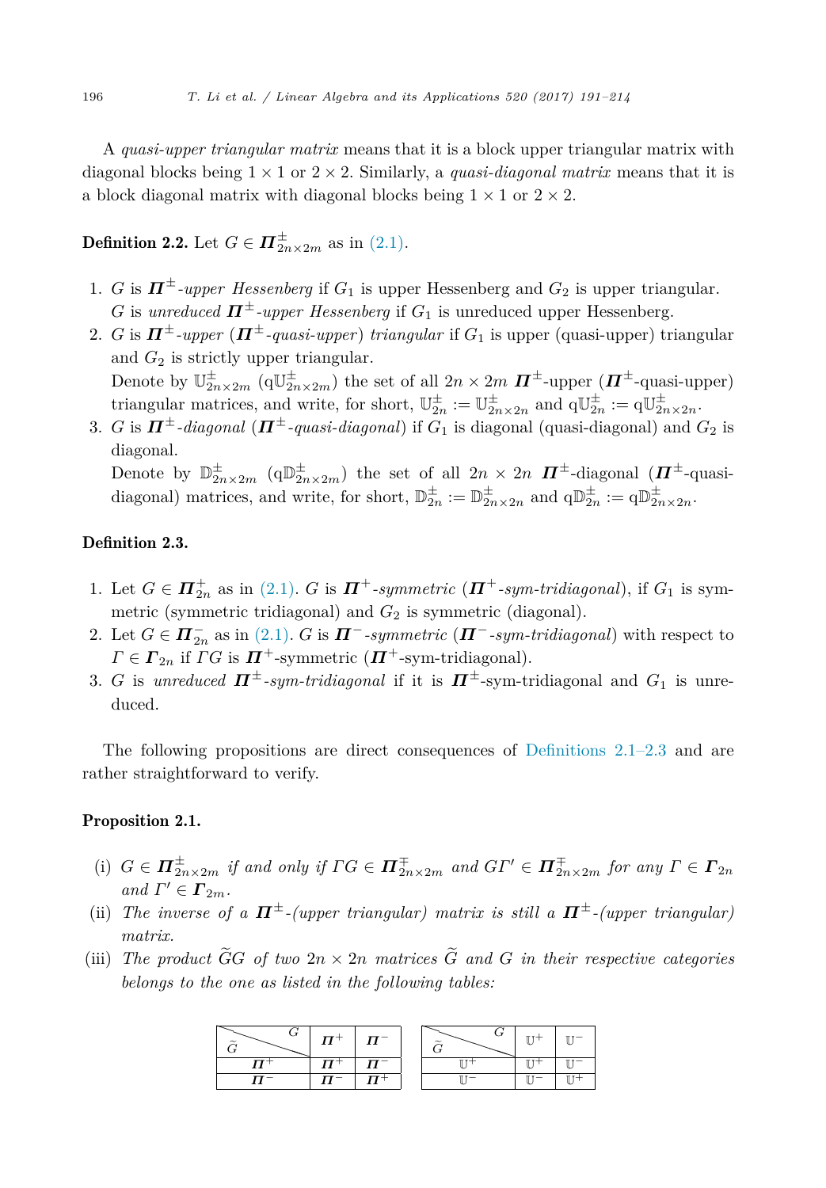A *quasi-upper triangular matrix* means that it is a block upper triangular matrix with diagonal blocks being $1 \times 1$ or $2 \times 2$. Similarly, a *quasi-diagonal matrix* means that it is a block diagonal matrix with diagonal blocks being $1 \times 1$ or $2 \times 2$.

**Definition 2.2.** Let $G \in \boldsymbol{\Pi}^{\pm}_{2n\times 2m}$ as in (2.1).

1. $G$ is $\boldsymbol{\Pi}^{\pm}$*-upper Hessenberg* if $G_1$ is upper Hessenberg and $G_2$ is upper triangular. $G$ is *unreduced* $\boldsymbol{\Pi}^{\pm}$*-upper Hessenberg* if $G_1$ is unreduced upper Hessenberg.
2. $G$ is $\boldsymbol{\Pi}^{\pm}$*-upper* ($\boldsymbol{\Pi}^{\pm}$*-quasi-upper*) *triangular* if $G_1$ is upper (quasi-upper) triangular and $G_2$ is strictly upper triangular.
   Denote by $\mathbb{U}^{\pm}_{2n\times 2m}$ ($\mathrm{q}\mathbb{U}^{\pm}_{2n\times 2m}$) the set of all $2n \times 2m$ $\boldsymbol{\Pi}^{\pm}$-upper ($\boldsymbol{\Pi}^{\pm}$-quasi-upper) triangular matrices, and write, for short, $\mathbb{U}^{\pm}_{2n} := \mathbb{U}^{\pm}_{2n\times 2n}$ and $\mathrm{q}\mathbb{U}^{\pm}_{2n} := \mathrm{q}\mathbb{U}^{\pm}_{2n\times 2n}$.
3. $G$ is $\boldsymbol{\Pi}^{\pm}$*-diagonal* ($\boldsymbol{\Pi}^{\pm}$*-quasi-diagonal*) if $G_1$ is diagonal (quasi-diagonal) and $G_2$ is diagonal.
   Denote by $\mathbb{D}^{\pm}_{2n\times 2m}$ ($\mathrm{q}\mathbb{D}^{\pm}_{2n\times 2m}$) the set of all $2n \times 2n$ $\boldsymbol{\Pi}^{\pm}$-diagonal ($\boldsymbol{\Pi}^{\pm}$-quasi-diagonal) matrices, and write, for short, $\mathbb{D}^{\pm}_{2n} := \mathbb{D}^{\pm}_{2n\times 2n}$ and $\mathrm{q}\mathbb{D}^{\pm}_{2n} := \mathrm{q}\mathbb{D}^{\pm}_{2n\times 2n}$.

**Definition 2.3.**

1. Let $G \in \boldsymbol{\Pi}^{+}_{2n}$ as in (2.1). $G$ is $\boldsymbol{\Pi}^{+}$*-symmetric* ($\boldsymbol{\Pi}^{+}$*-sym-tridiagonal*), if $G_1$ is symmetric (symmetric tridiagonal) and $G_2$ is symmetric (diagonal).
2. Let $G \in \boldsymbol{\Pi}^{-}_{2n}$ as in (2.1). $G$ is $\boldsymbol{\Pi}^{-}$*-symmetric* ($\boldsymbol{\Pi}^{-}$*-sym-tridiagonal*) with respect to $\Gamma \in \boldsymbol{\Gamma}_{2n}$ if $\Gamma G$ is $\boldsymbol{\Pi}^{+}$-symmetric ($\boldsymbol{\Pi}^{+}$-sym-tridiagonal).
3. $G$ is *unreduced* $\boldsymbol{\Pi}^{\pm}$*-sym-tridiagonal* if it is $\boldsymbol{\Pi}^{\pm}$-sym-tridiagonal and $G_1$ is unreduced.

The following propositions are direct consequences of Definitions 2.1–2.3 and are rather straightforward to verify.

**Proposition 2.1.**

(i) *$G \in \boldsymbol{\Pi}^{\pm}_{2n\times 2m}$ if and only if $\Gamma G \in \boldsymbol{\Pi}^{\mp}_{2n\times 2m}$ and $G\Gamma' \in \boldsymbol{\Pi}^{\mp}_{2n\times 2m}$ for any $\Gamma \in \boldsymbol{\Gamma}_{2n}$ and $\Gamma' \in \boldsymbol{\Gamma}_{2m}$.*

(ii) *The inverse of a $\boldsymbol{\Pi}^{\pm}$-(upper triangular) matrix is still a $\boldsymbol{\Pi}^{\pm}$-(upper triangular) matrix.*

(iii) *The product $\widetilde{G}G$ of two $2n \times 2n$ matrices $\widetilde{G}$ and $G$ in their respective categories belongs to the one as listed in the following tables:*

| $\widetilde{G}$ \ $G$ | $\boldsymbol{\Pi}^{+}$ | $\boldsymbol{\Pi}^{-}$ |
|---|---|---|
| $\boldsymbol{\Pi}^{+}$ | $\boldsymbol{\Pi}^{+}$ | $\boldsymbol{\Pi}^{-}$ |
| $\boldsymbol{\Pi}^{-}$ | $\boldsymbol{\Pi}^{-}$ | $\boldsymbol{\Pi}^{+}$ |

| $\widetilde{G}$ \ $G$ | $\mathbb{U}^{+}$ | $\mathbb{U}^{-}$ |
|---|---|---|
| $\mathbb{U}^{+}$ | $\mathbb{U}^{+}$ | $\mathbb{U}^{-}$ |
| $\mathbb{U}^{-}$ | $\mathbb{U}^{-}$ | $\mathbb{U}^{+}$ |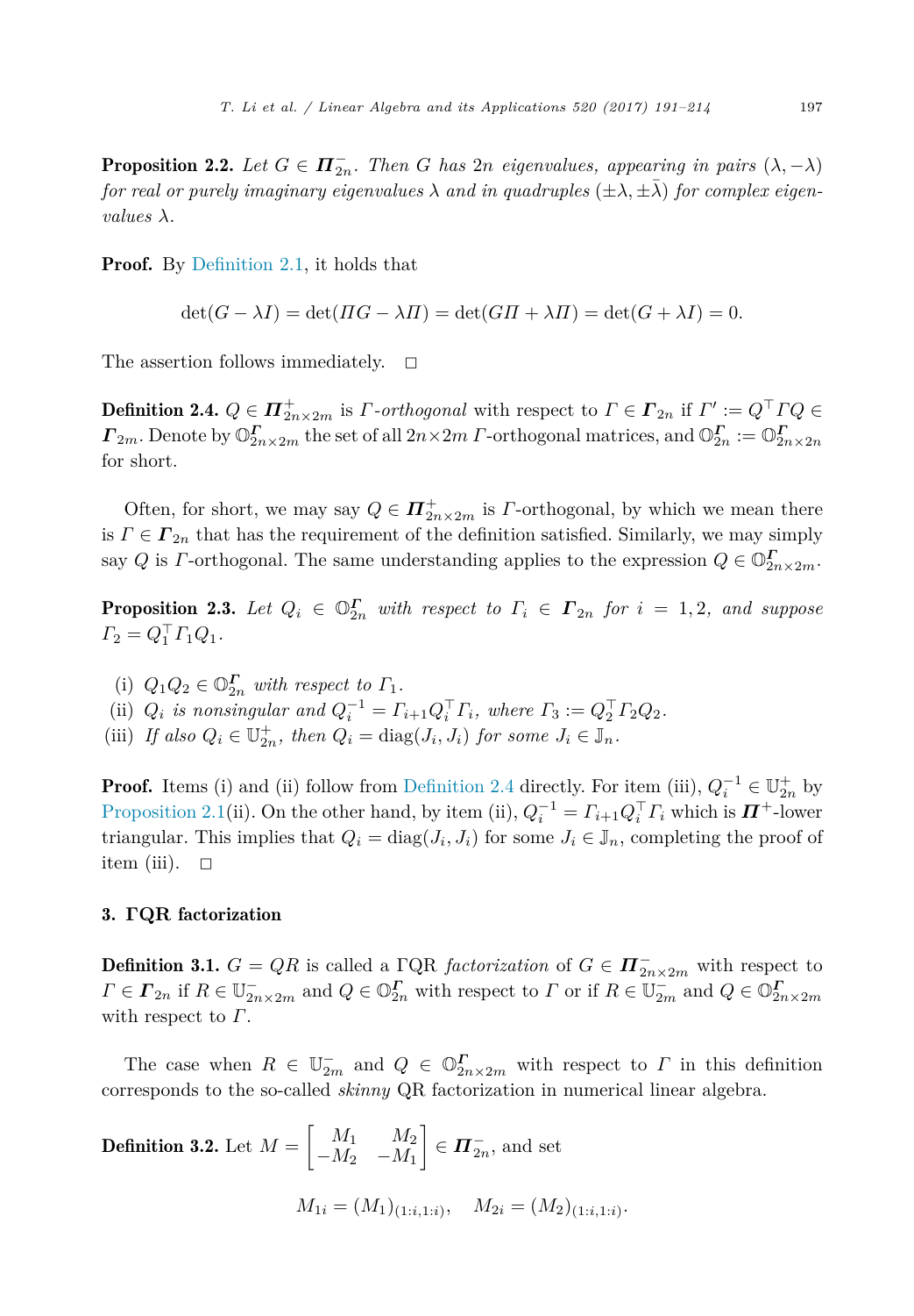**Proposition 2.2.** *Let $G \in \boldsymbol{\Pi}_{2n}^{-}$. Then $G$ has $2n$ eigenvalues, appearing in pairs $(\lambda, -\lambda)$ for real or purely imaginary eigenvalues $\lambda$ and in quadruples $(\pm\lambda, \pm\bar{\lambda})$ for complex eigenvalues $\lambda$.*

**Proof.** By Definition 2.1, it holds that

$$\det(G - \lambda I) = \det(\Pi G - \lambda \Pi) = \det(G\Pi + \lambda \Pi) = \det(G + \lambda I) = 0.$$

The assertion follows immediately. $\square$

**Definition 2.4.** $Q \in \boldsymbol{\Pi}_{2n\times 2m}^{+}$ is *$\Gamma$-orthogonal* with respect to $\Gamma \in \boldsymbol{\Gamma}_{2n}$ if $\Gamma' := Q^\top \Gamma Q \in \boldsymbol{\Gamma}_{2m}$. Denote by $\mathbb{O}_{2n\times 2m}^{\boldsymbol{\Gamma}}$ the set of all $2n\times 2m$ $\Gamma$-orthogonal matrices, and $\mathbb{O}_{2n}^{\boldsymbol{\Gamma}} := \mathbb{O}_{2n\times 2n}^{\boldsymbol{\Gamma}}$ for short.

Often, for short, we may say $Q \in \boldsymbol{\Pi}_{2n\times 2m}^{+}$ is $\Gamma$-orthogonal, by which we mean there is $\Gamma \in \boldsymbol{\Gamma}_{2n}$ that has the requirement of the definition satisfied. Similarly, we may simply say $Q$ is $\Gamma$-orthogonal. The same understanding applies to the expression $Q \in \mathbb{O}_{2n\times 2m}^{\boldsymbol{\Gamma}}$.

**Proposition 2.3.** *Let $Q_i \in \mathbb{O}_{2n}^{\boldsymbol{\Gamma}}$ with respect to $\Gamma_i \in \boldsymbol{\Gamma}_{2n}$ for $i = 1, 2$, and suppose $\Gamma_2 = Q_1^\top \Gamma_1 Q_1$.*

- (i) *$Q_1 Q_2 \in \mathbb{O}_{2n}^{\boldsymbol{\Gamma}}$ with respect to $\Gamma_1$.*
- (ii) *$Q_i$ is nonsingular and $Q_i^{-1} = \Gamma_{i+1} Q_i^\top \Gamma_i$, where $\Gamma_3 := Q_2^\top \Gamma_2 Q_2$.*
- (iii) *If also $Q_i \in \mathbb{U}_{2n}^{+}$, then $Q_i = \operatorname{diag}(J_i, J_i)$ for some $J_i \in \mathbb{J}_n$.*

**Proof.** Items (i) and (ii) follow from Definition 2.4 directly. For item (iii), $Q_i^{-1} \in \mathbb{U}_{2n}^{+}$ by Proposition 2.1(ii). On the other hand, by item (ii), $Q_i^{-1} = \Gamma_{i+1} Q_i^\top \Gamma_i$ which is $\boldsymbol{\Pi}^{+}$-lower triangular. This implies that $Q_i = \operatorname{diag}(J_i, J_i)$ for some $J_i \in \mathbb{J}_n$, completing the proof of item (iii). $\square$

## 3. ΓQR factorization

**Definition 3.1.** $G = QR$ is called a ΓQR *factorization* of $G \in \boldsymbol{\Pi}_{2n\times 2m}^{-}$ with respect to $\Gamma \in \boldsymbol{\Gamma}_{2n}$ if $R \in \mathbb{U}_{2n\times 2m}^{-}$ and $Q \in \mathbb{O}_{2n}^{\boldsymbol{\Gamma}}$ with respect to $\Gamma$ or if $R \in \mathbb{U}_{2m}^{-}$ and $Q \in \mathbb{O}_{2n\times 2m}^{\boldsymbol{\Gamma}}$ with respect to $\Gamma$.

The case when $R \in \mathbb{U}_{2m}^{-}$ and $Q \in \mathbb{O}_{2n\times 2m}^{\boldsymbol{\Gamma}}$ with respect to $\Gamma$ in this definition corresponds to the so-called *skinny* QR factorization in numerical linear algebra.

**Definition 3.2.** Let $M = \begin{bmatrix} M_1 & M_2 \\ -M_2 & -M_1 \end{bmatrix} \in \boldsymbol{\Pi}_{2n}^{-}$, and set

$$M_{1i} = (M_1)_{(1:i,1:i)}, \quad M_{2i} = (M_2)_{(1:i,1:i)}.$$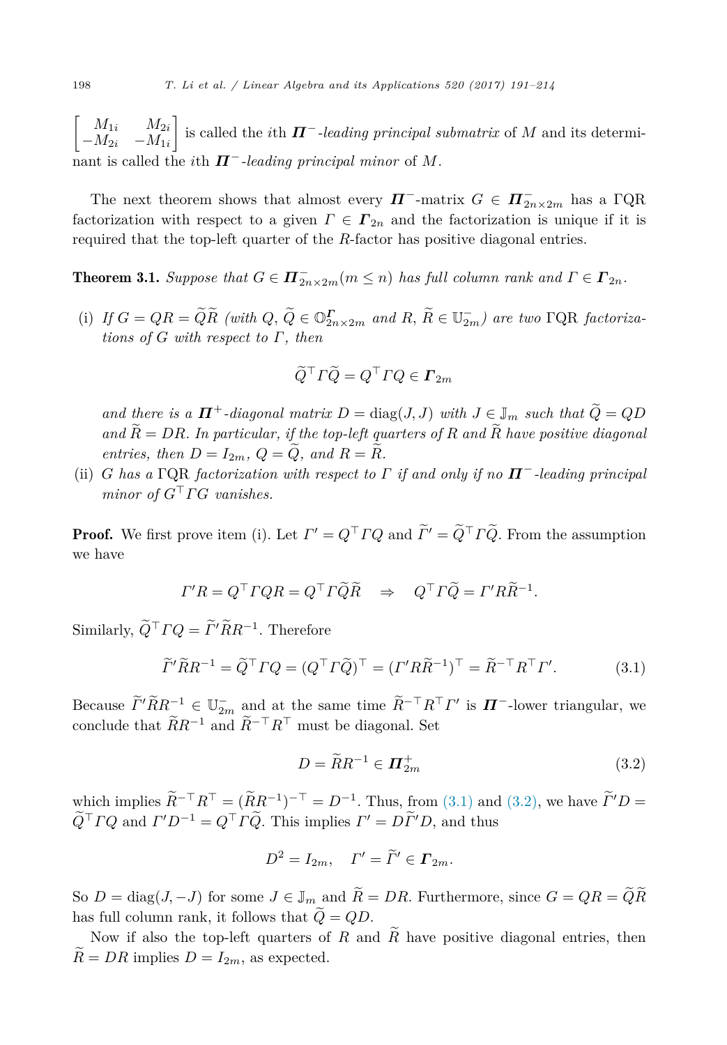$\begin{bmatrix} M_{1i} & M_{2i} \\ -M_{2i} & -M_{1i} \end{bmatrix}$ is called the $i$th $\boldsymbol{\Pi}^-$*-leading principal submatrix* of $M$ and its determinant is called the $i$th $\boldsymbol{\Pi}^-$*-leading principal minor* of $M$.

The next theorem shows that almost every $\boldsymbol{\Pi}^-$-matrix $G \in \boldsymbol{\Pi}^-_{2n\times 2m}$ has a $\Gamma$QR factorization with respect to a given $\Gamma \in \boldsymbol{\Gamma}_{2n}$ and the factorization is unique if it is required that the top-left quarter of the $R$-factor has positive diagonal entries.

**Theorem 3.1.** *Suppose that $G \in \boldsymbol{\Pi}^-_{2n\times 2m} (m \le n)$ has full column rank and $\Gamma \in \boldsymbol{\Gamma}_{2n}$.*

(i) *If $G = QR = \widetilde{Q}\widetilde{R}$ (with $Q, \widetilde{Q} \in \mathbb{O}^{\boldsymbol{\Gamma}}_{2n\times 2m}$ and $R, \widetilde{R} \in \mathbb{U}^-_{2m}$) are two $\Gamma$QR factorizations of $G$ with respect to $\Gamma$, then*

$$\widetilde{Q}^\top \Gamma \widetilde{Q} = Q^\top \Gamma Q \in \boldsymbol{\Gamma}_{2m}$$

*and there is a $\boldsymbol{\Pi}^+$-diagonal matrix $D = \mathrm{diag}(J, J)$ with $J \in \mathbb{J}_m$ such that $\widetilde{Q} = QD$ and $\widetilde{R} = DR$. In particular, if the top-left quarters of $R$ and $\widetilde{R}$ have positive diagonal entries, then $D = I_{2m}$, $Q = \widetilde{Q}$, and $R = \widetilde{R}$.*

(ii) *$G$ has a $\Gamma$QR factorization with respect to $\Gamma$ if and only if no $\boldsymbol{\Pi}^-$-leading principal minor of $G^\top \Gamma G$ vanishes.*

**Proof.** We first prove item (i). Let $\Gamma' = Q^\top \Gamma Q$ and $\widetilde{\Gamma}' = \widetilde{Q}^\top \Gamma \widetilde{Q}$. From the assumption we have

$$\Gamma' R = Q^\top \Gamma Q R = Q^\top \Gamma \widetilde{Q}\widetilde{R} \quad \Rightarrow \quad Q^\top \Gamma \widetilde{Q} = \Gamma' R \widetilde{R}^{-1}.$$

Similarly, $\widetilde{Q}^\top \Gamma Q = \widetilde{\Gamma}' \widetilde{R} R^{-1}$. Therefore

$$\widetilde{\Gamma}' \widetilde{R} R^{-1} = \widetilde{Q}^\top \Gamma Q = (Q^\top \Gamma \widetilde{Q})^\top = (\Gamma' R \widetilde{R}^{-1})^\top = \widetilde{R}^{-\top} R^\top \Gamma'. \tag{3.1}$$

Because $\widetilde{\Gamma}' \widetilde{R} R^{-1} \in \mathbb{U}^-_{2m}$ and at the same time $\widetilde{R}^{-\top} R^\top \Gamma'$ is $\boldsymbol{\Pi}^-$-lower triangular, we conclude that $\widetilde{R} R^{-1}$ and $\widetilde{R}^{-\top} R^\top$ must be diagonal. Set

$$D = \widetilde{R} R^{-1} \in \boldsymbol{\Pi}^+_{2m} \tag{3.2}$$

which implies $\widetilde{R}^{-\top} R^\top = (\widetilde{R} R^{-1})^{-\top} = D^{-1}$. Thus, from (3.1) and (3.2), we have $\widetilde{\Gamma}' D = \widetilde{Q}^\top \Gamma Q$ and $\Gamma' D^{-1} = Q^\top \Gamma \widetilde{Q}$. This implies $\Gamma' = D \widetilde{\Gamma}' D$, and thus

$$D^2 = I_{2m}, \quad \Gamma' = \widetilde{\Gamma}' \in \boldsymbol{\Gamma}_{2m}.$$

So $D = \mathrm{diag}(J, -J)$ for some $J \in \mathbb{J}_m$ and $\widetilde{R} = DR$. Furthermore, since $G = QR = \widetilde{Q}\widetilde{R}$ has full column rank, it follows that $\widetilde{Q} = QD$.

Now if also the top-left quarters of $R$ and $\widetilde{R}$ have positive diagonal entries, then $\widetilde{R} = DR$ implies $D = I_{2m}$, as expected.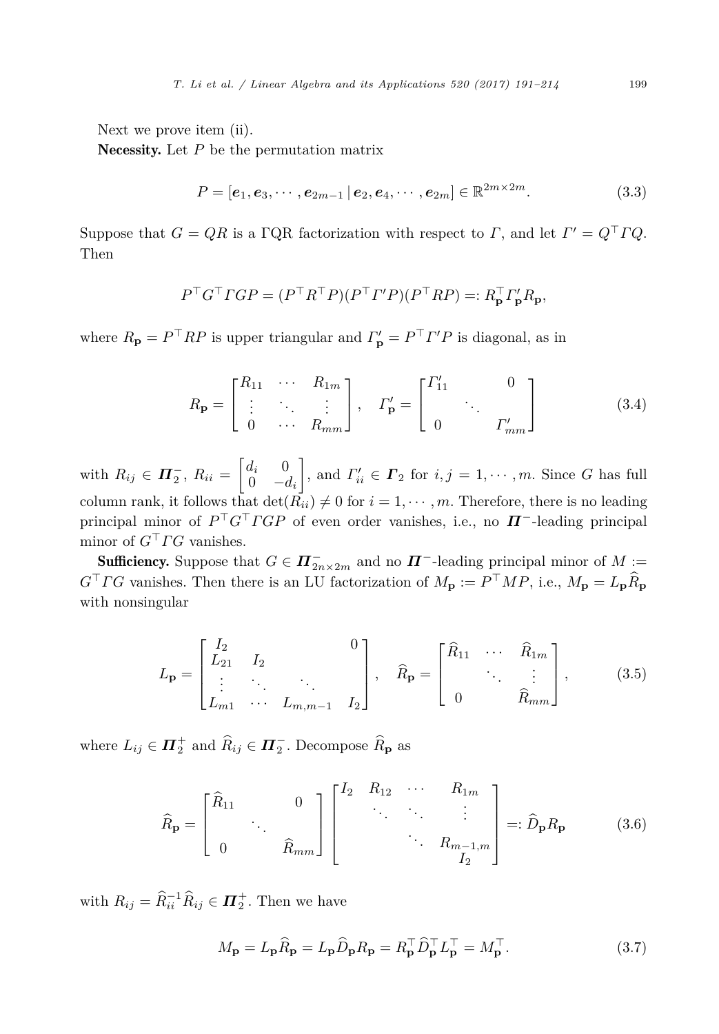Next we prove item (ii).

**Necessity.** Let $P$ be the permutation matrix

$$P = [\boldsymbol{e}_1, \boldsymbol{e}_3, \cdots, \boldsymbol{e}_{2m-1} \,|\, \boldsymbol{e}_2, \boldsymbol{e}_4, \cdots, \boldsymbol{e}_{2m}] \in \mathbb{R}^{2m\times 2m}. \tag{3.3}$$

Suppose that $G = QR$ is a $\Gamma$QR factorization with respect to $\Gamma$, and let $\Gamma' = Q^\top \Gamma Q$. Then

$$P^\top G^\top \Gamma G P = (P^\top R^\top P)(P^\top \Gamma' P)(P^\top R P) =: R_{\mathbf{p}}^\top \Gamma'_{\mathbf{p}} R_{\mathbf{p}},$$

where $R_{\mathbf{p}} = P^\top R P$ is upper triangular and $\Gamma'_{\mathbf{p}} = P^\top \Gamma' P$ is diagonal, as in

$$R_{\mathbf{p}} = \begin{bmatrix} R_{11} & \cdots & R_{1m} \\ \vdots & \ddots & \vdots \\ 0 & \cdots & R_{mm} \end{bmatrix}, \quad \Gamma'_{\mathbf{p}} = \begin{bmatrix} \Gamma'_{11} & & 0 \\ & \ddots & \\ 0 & & \Gamma'_{mm} \end{bmatrix} \tag{3.4}$$

with $R_{ij} \in \boldsymbol{\Pi}_2^-$, $R_{ii} = \begin{bmatrix} d_i & 0 \\ 0 & -d_i \end{bmatrix}$, and $\Gamma'_{ii} \in \boldsymbol{\Gamma}_2$ for $i, j = 1, \cdots, m$. Since $G$ has full column rank, it follows that $\det(R_{ii}) \neq 0$ for $i = 1, \cdots, m$. Therefore, there is no leading principal minor of $P^\top G^\top \Gamma G P$ of even order vanishes, i.e., no $\boldsymbol{\Pi}^-$-leading principal minor of $G^\top \Gamma G$ vanishes.

**Sufficiency.** Suppose that $G \in \boldsymbol{\Pi}^-_{2n\times 2m}$ and no $\boldsymbol{\Pi}^-$-leading principal minor of $M := G^\top \Gamma G$ vanishes. Then there is an LU factorization of $M_{\mathbf{p}} := P^\top M P$, i.e., $M_{\mathbf{p}} = L_{\mathbf{p}} \widehat{R}_{\mathbf{p}}$ with nonsingular

$$L_{\mathbf{p}} = \begin{bmatrix} I_2 & & & 0 \\ L_{21} & I_2 & & \\ \vdots & \ddots & \ddots & \\ L_{m1} & \cdots & L_{m,m-1} & I_2 \end{bmatrix}, \quad \widehat{R}_{\mathbf{p}} = \begin{bmatrix} \widehat{R}_{11} & \cdots & \widehat{R}_{1m} \\ & \ddots & \vdots \\ 0 & & \widehat{R}_{mm} \end{bmatrix}, \tag{3.5}$$

where $L_{ij} \in \boldsymbol{\Pi}_2^+$ and $\widehat{R}_{ij} \in \boldsymbol{\Pi}_2^-$. Decompose $\widehat{R}_{\mathbf{p}}$ as

$$\widehat{R}_{\mathbf{p}} = \begin{bmatrix} \widehat{R}_{11} & & 0 \\ & \ddots & \\ 0 & & \widehat{R}_{mm} \end{bmatrix} \begin{bmatrix} I_2 & R_{12} & \cdots & R_{1m} \\ & \ddots & \ddots & \vdots \\ & & \ddots & R_{m-1,m} \\ & & & I_2 \end{bmatrix} =: \widehat{D}_{\mathbf{p}} R_{\mathbf{p}} \tag{3.6}$$

with $R_{ij} = \widehat{R}_{ii}^{-1} \widehat{R}_{ij} \in \boldsymbol{\Pi}_2^+$. Then we have

$$M_{\mathbf{p}} = L_{\mathbf{p}} \widehat{R}_{\mathbf{p}} = L_{\mathbf{p}} \widehat{D}_{\mathbf{p}} R_{\mathbf{p}} = R_{\mathbf{p}}^\top \widehat{D}_{\mathbf{p}}^\top L_{\mathbf{p}}^\top = M_{\mathbf{p}}^\top. \tag{3.7}$$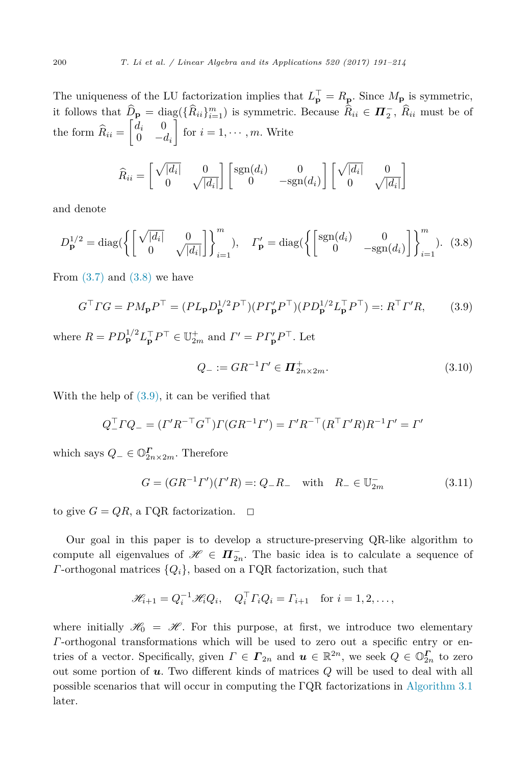The uniqueness of the LU factorization implies that $L_{\mathbf{p}}^\top = R_{\mathbf{p}}$. Since $M_{\mathbf{p}}$ is symmetric, it follows that $\widehat{D}_{\mathbf{p}} = \operatorname{diag}(\{\widehat{R}_{ii}\}_{i=1}^m)$ is symmetric. Because $\widehat{R}_{ii} \in \boldsymbol{\Pi}_2^-$, $\widehat{R}_{ii}$ must be of the form $\widehat{R}_{ii} = \begin{bmatrix} d_i & 0 \\ 0 & -d_i \end{bmatrix}$ for $i = 1, \cdots, m$. Write

$$\widehat{R}_{ii} = \begin{bmatrix} \sqrt{|d_i|} & 0 \\ 0 & \sqrt{|d_i|} \end{bmatrix} \begin{bmatrix} \operatorname{sgn}(d_i) & 0 \\ 0 & -\operatorname{sgn}(d_i) \end{bmatrix} \begin{bmatrix} \sqrt{|d_i|} & 0 \\ 0 & \sqrt{|d_i|} \end{bmatrix}$$

and denote

$$D_{\mathbf{p}}^{1/2} = \operatorname{diag}(\left\{ \begin{bmatrix} \sqrt{|d_i|} & 0 \\ 0 & \sqrt{|d_i|} \end{bmatrix} \right\}_{i=1}^m), \quad \Gamma'_{\mathbf{p}} = \operatorname{diag}(\left\{ \begin{bmatrix} \operatorname{sgn}(d_i) & 0 \\ 0 & -\operatorname{sgn}(d_i) \end{bmatrix} \right\}_{i=1}^m). \tag{3.8}$$

From (3.7) and (3.8) we have

$$G^\top \Gamma G = P M_{\mathbf{p}} P^\top = (P L_{\mathbf{p}} D_{\mathbf{p}}^{1/2} P^\top)(P \Gamma'_{\mathbf{p}} P^\top)(P D_{\mathbf{p}}^{1/2} L_{\mathbf{p}}^\top P^\top) =: R^\top \Gamma' R, \tag{3.9}$$

where $R = P D_{\mathbf{p}}^{1/2} L_{\mathbf{p}}^\top P^\top \in \mathbb{U}_{2m}^+$ and $\Gamma' = P \Gamma'_{\mathbf{p}} P^\top$. Let

$$Q_- := G R^{-1} \Gamma' \in \boldsymbol{\Pi}_{2n \times 2m}^+. \tag{3.10}$$

With the help of (3.9), it can be verified that

$$Q_-^\top \Gamma Q_- = (\Gamma' R^{-\top} G^\top) \Gamma (G R^{-1} \Gamma') = \Gamma' R^{-\top} (R^\top \Gamma' R) R^{-1} \Gamma' = \Gamma'$$

which says $Q_- \in \mathbb{O}_{2n \times 2m}^{\boldsymbol{\Gamma}}$. Therefore

$$G = (G R^{-1} \Gamma')(\Gamma' R) =: Q_- R_- \quad \text{with} \quad R_- \in \mathbb{U}_{2m}^- \tag{3.11}$$

to give $G = QR$, a ΓQR factorization. □

Our goal in this paper is to develop a structure-preserving QR-like algorithm to compute all eigenvalues of $\mathscr{H} \in \boldsymbol{\Pi}_{2n}^-$. The basic idea is to calculate a sequence of $\Gamma$-orthogonal matrices $\{Q_i\}$, based on a ΓQR factorization, such that

$$\mathscr{H}_{i+1} = Q_i^{-1} \mathscr{H}_i Q_i, \quad Q_i^\top \Gamma_i Q_i = \Gamma_{i+1} \quad \text{for } i = 1, 2, \ldots,$$

where initially $\mathscr{H}_0 = \mathscr{H}$. For this purpose, at first, we introduce two elementary $\Gamma$-orthogonal transformations which will be used to zero out a specific entry or entries of a vector. Specifically, given $\Gamma \in \boldsymbol{\Gamma}_{2n}$ and $\boldsymbol{u} \in \mathbb{R}^{2n}$, we seek $Q \in \mathbb{O}_{2n}^{\boldsymbol{\Gamma}}$ to zero out some portion of $\boldsymbol{u}$. Two different kinds of matrices $Q$ will be used to deal with all possible scenarios that will occur in computing the ΓQR factorizations in Algorithm 3.1 later.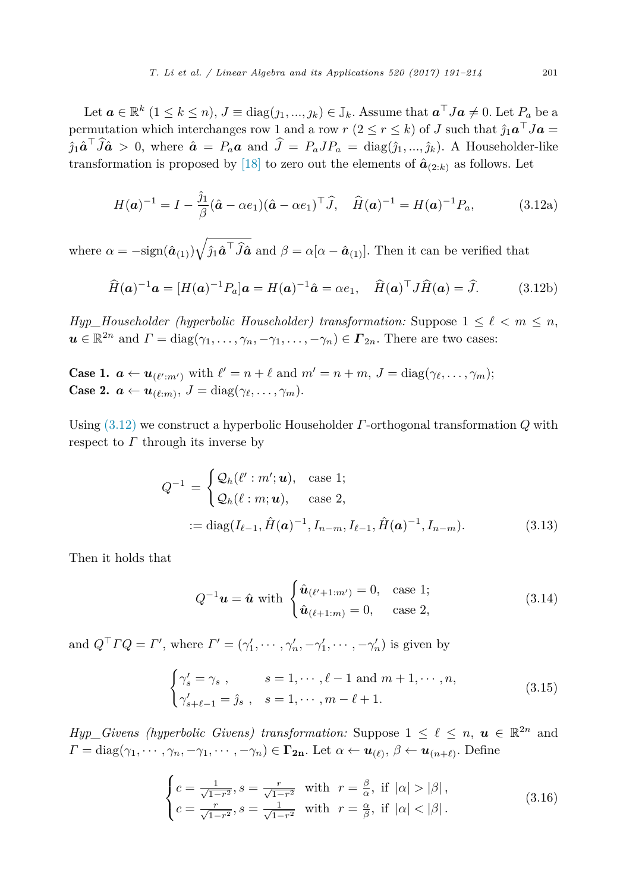Let $\boldsymbol{a} \in \mathbb{R}^k$ $(1 \le k \le n)$, $J \equiv \mathrm{diag}(\jmath_1, ..., \jmath_k) \in \mathbb{J}_k$. Assume that $\boldsymbol{a}^\top J \boldsymbol{a} \neq 0$. Let $P_a$ be a permutation which interchanges row 1 and a row $r$ $(2 \le r \le k)$ of $J$ such that $\hat{\jmath}_1 \boldsymbol{a}^\top J \boldsymbol{a} = \hat{\jmath}_1 \hat{\boldsymbol{a}}^\top \widehat{J} \hat{\boldsymbol{a}} > 0$, where $\hat{\boldsymbol{a}} = P_a \boldsymbol{a}$ and $\widehat{J} = P_a J P_a = \mathrm{diag}(\hat{\jmath}_1, ..., \hat{\jmath}_k)$. A Householder-like transformation is proposed by [18] to zero out the elements of $\hat{\boldsymbol{a}}_{(2:k)}$ as follows. Let

$$
H(\boldsymbol{a})^{-1} = I - \frac{\hat{\jmath}_1}{\beta}(\hat{\boldsymbol{a}} - \alpha e_1)(\hat{\boldsymbol{a}} - \alpha e_1)^\top \widehat{J}, \quad \widehat{H}(\boldsymbol{a})^{-1} = H(\boldsymbol{a})^{-1} P_a, \tag{3.12a}
$$

where $\alpha = -\mathrm{sign}(\hat{\boldsymbol{a}}_{(1)})\sqrt{\hat{\jmath}_1 \hat{\boldsymbol{a}}^\top \widehat{J} \hat{\boldsymbol{a}}}$ and $\beta = \alpha[\alpha - \hat{\boldsymbol{a}}_{(1)}]$. Then it can be verified that

$$
\widehat{H}(\boldsymbol{a})^{-1}\boldsymbol{a} = [H(\boldsymbol{a})^{-1} P_a]\boldsymbol{a} = H(\boldsymbol{a})^{-1}\hat{\boldsymbol{a}} = \alpha e_1, \quad \widehat{H}(\boldsymbol{a})^\top J \widehat{H}(\boldsymbol{a}) = \widehat{J}. \tag{3.12b}
$$

*Hyp_Householder (hyperbolic Householder) transformation:* Suppose $1 \le \ell < m \le n$, $\boldsymbol{u} \in \mathbb{R}^{2n}$ and $\Gamma = \mathrm{diag}(\gamma_1, \ldots, \gamma_n, -\gamma_1, \ldots, -\gamma_n) \in \boldsymbol{\Gamma}_{2n}$. There are two cases:

**Case 1.** $\boldsymbol{a} \leftarrow \boldsymbol{u}_{(\ell':m')}$ with $\ell' = n + \ell$ and $m' = n + m$, $J = \mathrm{diag}(\gamma_\ell, \ldots, \gamma_m)$;
**Case 2.** $\boldsymbol{a} \leftarrow \boldsymbol{u}_{(\ell:m)}$, $J = \mathrm{diag}(\gamma_\ell, \ldots, \gamma_m)$.

Using (3.12) we construct a hyperbolic Householder $\Gamma$-orthogonal transformation $Q$ with respect to $\Gamma$ through its inverse by

$$
\begin{aligned}
Q^{-1} &= \begin{cases} \mathcal{Q}_h(\ell' : m'; \boldsymbol{u}), & \text{case 1;} \\ \mathcal{Q}_h(\ell : m; \boldsymbol{u}), & \text{case 2,} \end{cases} \\
&:= \mathrm{diag}(I_{\ell-1}, \hat{H}(\boldsymbol{a})^{-1}, I_{n-m}, I_{\ell-1}, \hat{H}(\boldsymbol{a})^{-1}, I_{n-m}).
\end{aligned} \tag{3.13}
$$

Then it holds that

$$
Q^{-1}\boldsymbol{u} = \hat{\boldsymbol{u}} \text{ with } \begin{cases} \hat{\boldsymbol{u}}_{(\ell'+1:m')} = 0, & \text{case 1;} \\ \hat{\boldsymbol{u}}_{(\ell+1:m)} = 0, & \text{case 2,} \end{cases} \tag{3.14}
$$

and $Q^\top \Gamma Q = \Gamma'$, where $\Gamma' = (\gamma_1', \cdots, \gamma_n', -\gamma_1', \cdots, -\gamma_n')$ is given by

$$
\begin{cases} \gamma_s' = \gamma_s \,, & s = 1, \cdots, \ell - 1 \text{ and } m + 1, \cdots, n, \\ \gamma_{s+\ell-1}' = \hat{\jmath}_s \,, & s = 1, \cdots, m - \ell + 1. \end{cases} \tag{3.15}
$$

*Hyp_Givens (hyperbolic Givens) transformation:* Suppose $1 \le \ell \le n$, $\boldsymbol{u} \in \mathbb{R}^{2n}$ and $\Gamma = \mathrm{diag}(\gamma_1, \cdots, \gamma_n, -\gamma_1, \cdots, -\gamma_n) \in \mathbf{\Gamma_{2n}}$. Let $\alpha \leftarrow \boldsymbol{u}_{(\ell)}$, $\beta \leftarrow \boldsymbol{u}_{(n+\ell)}$. Define

$$
\begin{cases} c = \frac{1}{\sqrt{1-r^2}}, s = \frac{r}{\sqrt{1-r^2}} & \text{with } \; r = \frac{\beta}{\alpha}, \text{ if } |\alpha| > |\beta|, \\ c = \frac{r}{\sqrt{1-r^2}}, s = \frac{1}{\sqrt{1-r^2}} & \text{with } \; r = \frac{\alpha}{\beta}, \text{ if } |\alpha| < |\beta|. \end{cases} \tag{3.16}
$$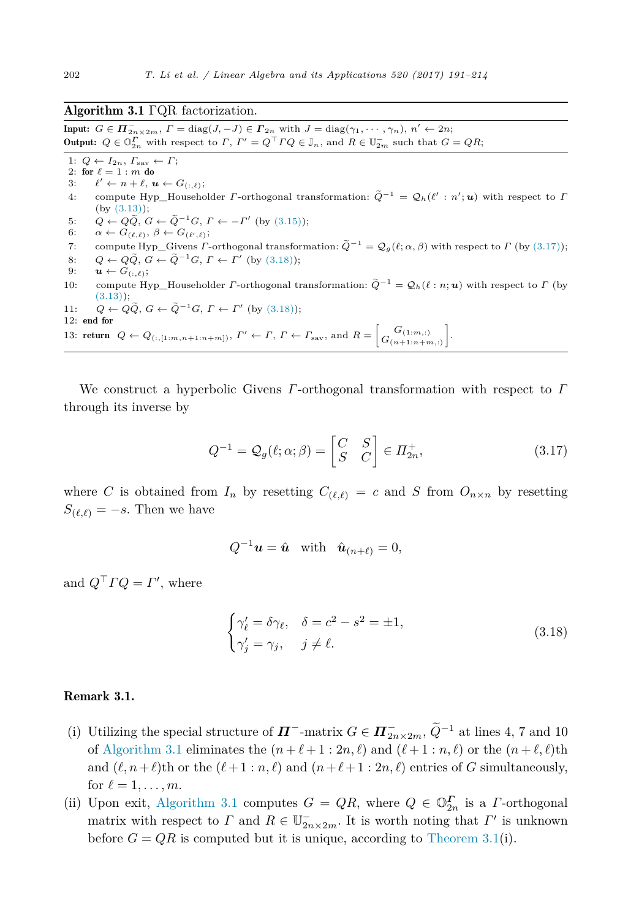**Algorithm 3.1** $\Gamma$QR factorization.

**Input:** $G \in \boldsymbol{\Pi}^{-}_{2n\times 2m}$, $\Gamma = \mathrm{diag}(J, -J) \in \boldsymbol{\Gamma}_{2n}$ with $J = \mathrm{diag}(\gamma_1, \cdots, \gamma_n)$, $n' \leftarrow 2n$;
**Output:** $Q \in \mathbb{O}^{\boldsymbol{\Gamma}}_{2n}$ with respect to $\Gamma$, $\Gamma' = Q^\top \Gamma Q \in \mathbb{J}_n$, and $R \in \mathbb{U}^{-}_{2m}$ such that $G = QR$;

```
1:  Q ← I_{2n}, Γ_sav ← Γ;
2:  for ℓ = 1 : m do
3:      ℓ' ← n + ℓ, u ← G_{(:,ℓ)};
4:      compute Hyp_Householder Γ-orthogonal transformation: Q̃^{-1} = Q_h(ℓ' : n'; u) with respect to Γ
        (by (3.13));
5:      Q ← QQ̃, G ← Q̃^{-1}G, Γ ← −Γ' (by (3.15));
6:      α ← G_{(ℓ,ℓ)}, β ← G_{(ℓ',ℓ)};
7:      compute Hyp_Givens Γ-orthogonal transformation: Q̃^{-1} = Q_g(ℓ; α, β) with respect to Γ (by (3.17));
8:      Q ← QQ̃, G ← Q̃^{-1}G, Γ ← Γ' (by (3.18));
9:      u ← G_{(:,ℓ)};
10:     compute Hyp_Householder Γ-orthogonal transformation: Q̃^{-1} = Q_h(ℓ : n; u) with respect to Γ (by
        (3.13));
11:     Q ← QQ̃, G ← Q̃^{-1}G, Γ ← Γ' (by (3.18));
12: end for
13: return Q ← Q_{(:,[1:m,n+1:n+m])}, Γ' ← Γ, Γ ← Γ_sav, and R = [G_{(1:m,:)} ; G_{(n+1:n+m,:)}].
```

We construct a hyperbolic Givens $\Gamma$-orthogonal transformation with respect to $\Gamma$ through its inverse by

$$Q^{-1} = \mathcal{Q}_g(\ell; \alpha; \beta) = \begin{bmatrix} C & S \\ S & C \end{bmatrix} \in \Pi^{+}_{2n}, \tag{3.17}$$

where $C$ is obtained from $I_n$ by resetting $C_{(\ell,\ell)} = c$ and $S$ from $O_{n\times n}$ by resetting $S_{(\ell,\ell)} = -s$. Then we have

$$Q^{-1}\boldsymbol{u} = \hat{\boldsymbol{u}} \quad \text{with} \quad \hat{\boldsymbol{u}}_{(n+\ell)} = 0,$$

and $Q^\top \Gamma Q = \Gamma'$, where

$$\begin{cases} \gamma'_\ell = \delta\gamma_\ell, & \delta = c^2 - s^2 = \pm 1, \\ \gamma'_j = \gamma_j, & j \neq \ell. \end{cases} \tag{3.18}$$

**Remark 3.1.**

(i) Utilizing the special structure of $\boldsymbol{\Pi}^{-}$-matrix $G \in \boldsymbol{\Pi}^{-}_{2n\times 2m}$, $\widetilde{Q}^{-1}$ at lines 4, 7 and 10 of Algorithm 3.1 eliminates the $(n+\ell+1 : 2n, \ell)$ and $(\ell+1 : n, \ell)$ or the $(n+\ell, \ell)$th and $(\ell, n+\ell)$th or the $(\ell+1 : n, \ell)$ and $(n+\ell+1 : 2n, \ell)$ entries of $G$ simultaneously, for $\ell = 1, \ldots, m$.

(ii) Upon exit, Algorithm 3.1 computes $G = QR$, where $Q \in \mathbb{O}^{\boldsymbol{\Gamma}}_{2n}$ is a $\Gamma$-orthogonal matrix with respect to $\Gamma$ and $R \in \mathbb{U}^{-}_{2n\times 2m}$. It is worth noting that $\Gamma'$ is unknown before $G = QR$ is computed but it is unique, according to Theorem 3.1(i).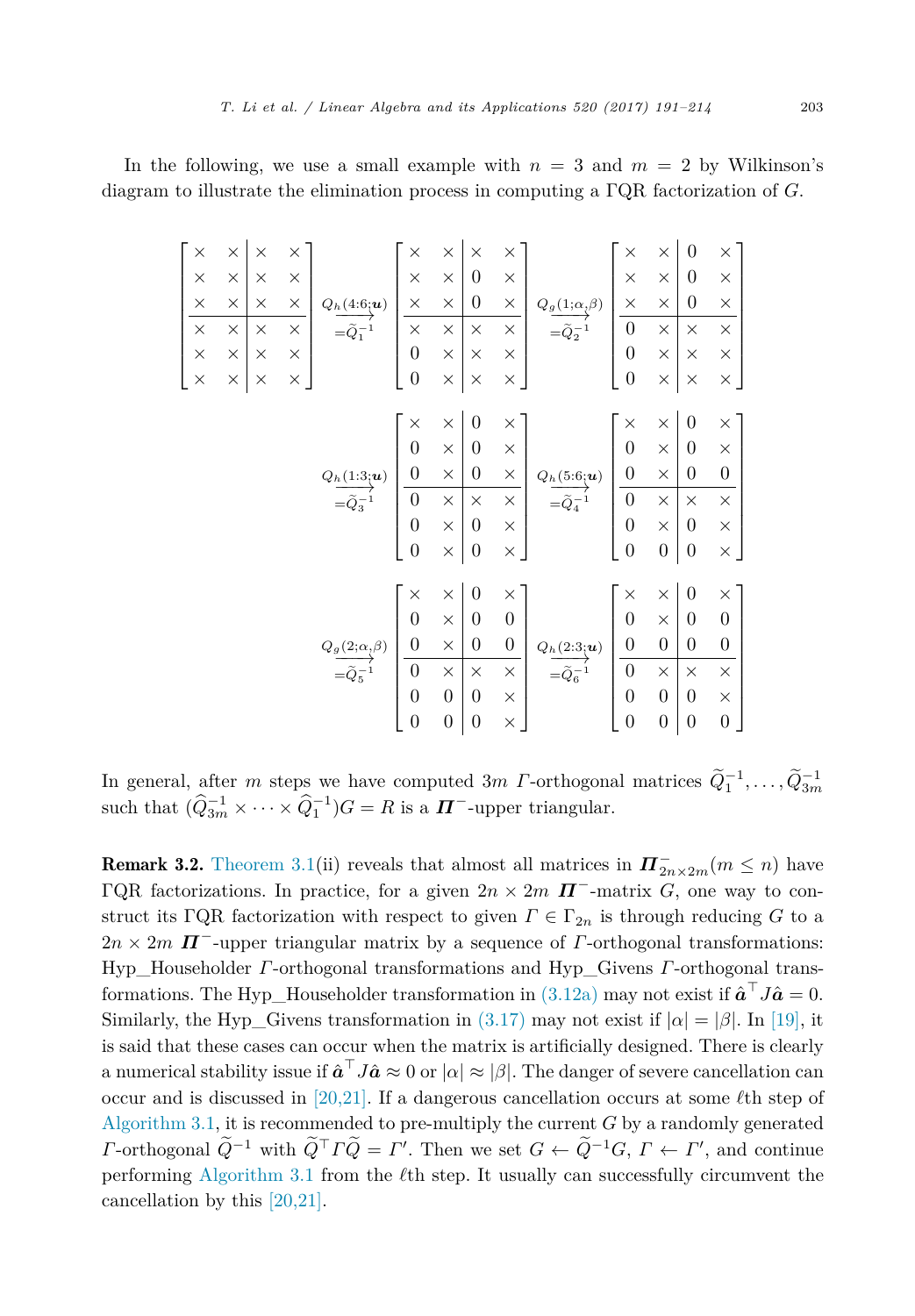In the following, we use a small example with $n = 3$ and $m = 2$ by Wilkinson's diagram to illustrate the elimination process in computing a ΓQR factorization of $G$.

$$
\left[\begin{array}{cc|cc}
\times & \times & \times & \times \\
\times & \times & \times & \times \\
\times & \times & \times & \times \\
\hline
\times & \times & \times & \times \\
\times & \times & \times & \times \\
\times & \times & \times & \times
\end{array}\right]
\xrightarrow[=\widetilde{Q}_1^{-1}]{Q_h(4:6;\boldsymbol{u})}
\left[\begin{array}{cc|cc}
\times & \times & \times & \times \\
\times & \times & 0 & \times \\
\times & \times & 0 & \times \\
\hline
\times & \times & \times & \times \\
0 & \times & \times & \times \\
0 & \times & \times & \times
\end{array}\right]
\xrightarrow[=\widetilde{Q}_2^{-1}]{Q_g(1;\alpha,\beta)}
\left[\begin{array}{cc|cc}
\times & \times & 0 & \times \\
\times & \times & 0 & \times \\
\times & \times & 0 & \times \\
\hline
0 & \times & \times & \times \\
0 & \times & \times & \times \\
0 & \times & \times & \times
\end{array}\right]
$$

$$
\xrightarrow[=\widetilde{Q}_3^{-1}]{Q_h(1:3;\boldsymbol{u})}
\left[\begin{array}{cc|cc}
\times & \times & 0 & \times \\
0 & \times & 0 & \times \\
0 & \times & 0 & \times \\
\hline
0 & \times & \times & \times \\
0 & \times & 0 & \times \\
0 & \times & 0 & \times
\end{array}\right]
\xrightarrow[=\widetilde{Q}_4^{-1}]{Q_h(5:6;\boldsymbol{u})}
\left[\begin{array}{cc|cc}
\times & \times & 0 & \times \\
0 & \times & 0 & \times \\
0 & \times & 0 & 0 \\
\hline
0 & \times & \times & \times \\
0 & \times & 0 & \times \\
0 & 0 & 0 & \times
\end{array}\right]
$$

$$
\xrightarrow[=\widetilde{Q}_5^{-1}]{Q_g(2;\alpha,\beta)}
\left[\begin{array}{cc|cc}
\times & \times & 0 & \times \\
0 & \times & 0 & 0 \\
0 & \times & 0 & 0 \\
\hline
0 & \times & \times & \times \\
0 & 0 & 0 & \times \\
0 & 0 & 0 & \times
\end{array}\right]
\xrightarrow[=\widetilde{Q}_6^{-1}]{Q_h(2:3;\boldsymbol{u})}
\left[\begin{array}{cc|cc}
\times & \times & 0 & \times \\
0 & \times & 0 & 0 \\
0 & 0 & 0 & 0 \\
\hline
0 & \times & \times & \times \\
0 & 0 & 0 & \times \\
0 & 0 & 0 & 0
\end{array}\right]
$$

In general, after $m$ steps we have computed $3m$ $\Gamma$-orthogonal matrices $\widetilde{Q}_1^{-1}, \ldots, \widetilde{Q}_{3m}^{-1}$ such that $(\widehat{Q}_{3m}^{-1} \times \cdots \times \widehat{Q}_1^{-1})G = R$ is a $\boldsymbol{\Pi}^-$-upper triangular.

**Remark 3.2.** Theorem 3.1(ii) reveals that almost all matrices in $\boldsymbol{\Pi}^-_{2n\times 2m}(m \le n)$ have ΓQR factorizations. In practice, for a given $2n \times 2m$ $\boldsymbol{\Pi}^-$-matrix $G$, one way to construct its ΓQR factorization with respect to given $\Gamma \in \Gamma_{2n}$ is through reducing $G$ to a $2n \times 2m$ $\boldsymbol{\Pi}^-$-upper triangular matrix by a sequence of $\Gamma$-orthogonal transformations: Hyp_Householder $\Gamma$-orthogonal transformations and Hyp_Givens $\Gamma$-orthogonal transformations. The Hyp_Householder transformation in (3.12a) may not exist if $\hat{\boldsymbol{a}}^\top J \hat{\boldsymbol{a}} = 0$. Similarly, the Hyp_Givens transformation in (3.17) may not exist if $|\alpha| = |\beta|$. In [19], it is said that these cases can occur when the matrix is artificially designed. There is clearly a numerical stability issue if $\hat{\boldsymbol{a}}^\top J \hat{\boldsymbol{a}} \approx 0$ or $|\alpha| \approx |\beta|$. The danger of severe cancellation can occur and is discussed in [20,21]. If a dangerous cancellation occurs at some $\ell$th step of Algorithm 3.1, it is recommended to pre-multiply the current $G$ by a randomly generated $\Gamma$-orthogonal $\widetilde{Q}^{-1}$ with $\widetilde{Q}^\top \Gamma \widetilde{Q} = \Gamma'$. Then we set $G \leftarrow \widetilde{Q}^{-1} G$, $\Gamma \leftarrow \Gamma'$, and continue performing Algorithm 3.1 from the $\ell$th step. It usually can successfully circumvent the cancellation by this [20,21].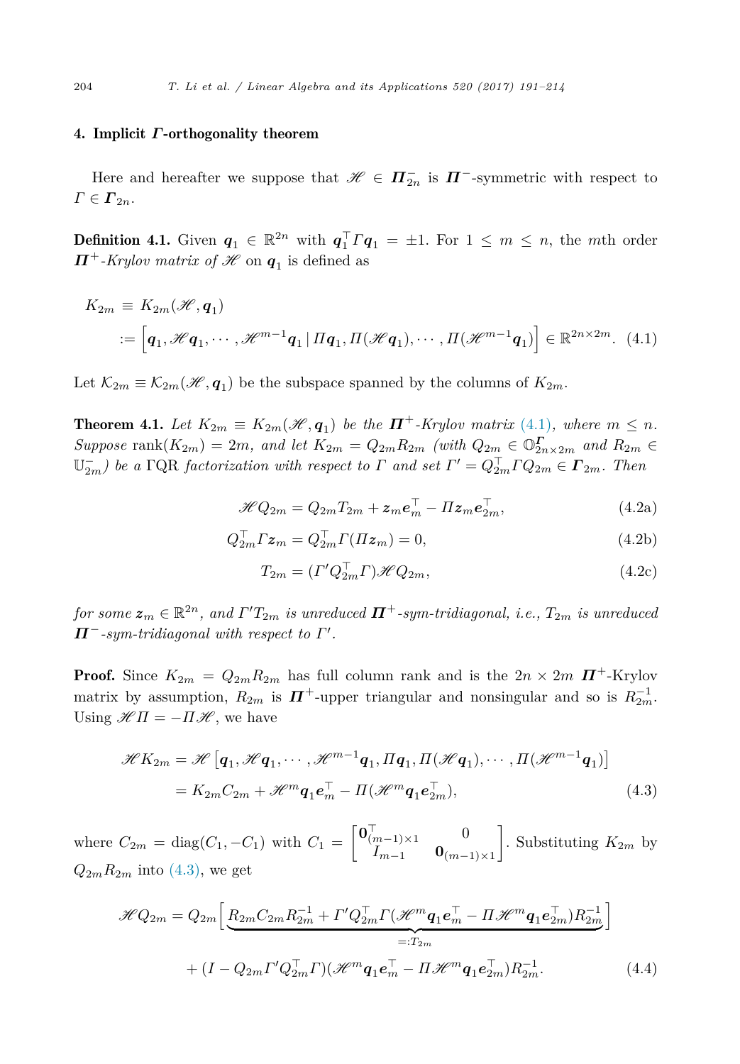## 4. Implicit $\boldsymbol{\Gamma}$-orthogonality theorem

Here and hereafter we suppose that $\mathscr{H} \in \boldsymbol{\Pi}_{2n}^{-}$ is $\boldsymbol{\Pi}^{-}$-symmetric with respect to $\Gamma \in \boldsymbol{\Gamma}_{2n}$.

**Definition 4.1.** Given $\boldsymbol{q}_1 \in \mathbb{R}^{2n}$ with $\boldsymbol{q}_1^\top \Gamma \boldsymbol{q}_1 = \pm 1$. For $1 \leq m \leq n$, the $m$th order *$\boldsymbol{\Pi}^{+}$-Krylov matrix of $\mathscr{H}$* on $\boldsymbol{q}_1$ is defined as

$$
\begin{aligned}
K_{2m} &\equiv K_{2m}(\mathscr{H}, \boldsymbol{q}_1) \\
&:= \left[\boldsymbol{q}_1, \mathscr{H}\boldsymbol{q}_1, \cdots, \mathscr{H}^{m-1}\boldsymbol{q}_1 \,|\, \Pi\boldsymbol{q}_1, \Pi(\mathscr{H}\boldsymbol{q}_1), \cdots, \Pi(\mathscr{H}^{m-1}\boldsymbol{q}_1)\right] \in \mathbb{R}^{2n\times 2m}. \quad (4.1)
\end{aligned}
$$

Let $\mathcal{K}_{2m} \equiv \mathcal{K}_{2m}(\mathscr{H}, \boldsymbol{q}_1)$ be the subspace spanned by the columns of $K_{2m}$.

**Theorem 4.1.** *Let $K_{2m} \equiv K_{2m}(\mathscr{H}, \boldsymbol{q}_1)$ be the $\boldsymbol{\Pi}^{+}$-Krylov matrix (4.1), where $m \leq n$. Suppose $\operatorname{rank}(K_{2m}) = 2m$, and let $K_{2m} = Q_{2m}R_{2m}$ (with $Q_{2m} \in \mathbb{O}_{2n\times 2m}^{\boldsymbol{\Gamma}}$ and $R_{2m} \in \mathbb{U}_{2m}^{-}$) be a ΓQR factorization with respect to $\Gamma$ and set $\Gamma' = Q_{2m}^\top \Gamma Q_{2m} \in \boldsymbol{\Gamma}_{2m}$. Then*

$$
\mathscr{H}Q_{2m} = Q_{2m}T_{2m} + \boldsymbol{z}_m\boldsymbol{e}_m^\top - \Pi\boldsymbol{z}_m\boldsymbol{e}_{2m}^\top, \quad (4.2a)
$$

$$
Q_{2m}^\top\Gamma\boldsymbol{z}_m = Q_{2m}^\top\Gamma(\Pi\boldsymbol{z}_m) = 0, \quad (4.2b)
$$

$$
T_{2m} = (\Gamma' Q_{2m}^\top \Gamma)\mathscr{H}Q_{2m}, \quad (4.2c)
$$

*for some $\boldsymbol{z}_m \in \mathbb{R}^{2n}$, and $\Gamma' T_{2m}$ is unreduced $\boldsymbol{\Pi}^{+}$-sym-tridiagonal, i.e., $T_{2m}$ is unreduced $\boldsymbol{\Pi}^{-}$-sym-tridiagonal with respect to $\Gamma'$.*

**Proof.** Since $K_{2m} = Q_{2m}R_{2m}$ has full column rank and is the $2n \times 2m$ $\boldsymbol{\Pi}^{+}$-Krylov matrix by assumption, $R_{2m}$ is $\boldsymbol{\Pi}^{+}$-upper triangular and nonsingular and so is $R_{2m}^{-1}$. Using $\mathscr{H}\Pi = -\Pi\mathscr{H}$, we have

$$
\begin{aligned}
\mathscr{H}K_{2m} &= \mathscr{H}\left[\boldsymbol{q}_1, \mathscr{H}\boldsymbol{q}_1, \cdots, \mathscr{H}^{m-1}\boldsymbol{q}_1, \Pi\boldsymbol{q}_1, \Pi(\mathscr{H}\boldsymbol{q}_1), \cdots, \Pi(\mathscr{H}^{m-1}\boldsymbol{q}_1)\right] \\
&= K_{2m}C_{2m} + \mathscr{H}^m\boldsymbol{q}_1\boldsymbol{e}_m^\top - \Pi(\mathscr{H}^m\boldsymbol{q}_1\boldsymbol{e}_{2m}^\top), \quad (4.3)
\end{aligned}
$$

where $C_{2m} = \operatorname{diag}(C_1, -C_1)$ with $C_1 = \begin{bmatrix} \boldsymbol{0}_{(m-1)\times 1}^\top & 0 \\ I_{m-1} & \boldsymbol{0}_{(m-1)\times 1} \end{bmatrix}$. Substituting $K_{2m}$ by $Q_{2m}R_{2m}$ into (4.3), we get

$$
\begin{aligned}
\mathscr{H}Q_{2m} &= Q_{2m}\Big[\underbrace{R_{2m}C_{2m}R_{2m}^{-1} + \Gamma' Q_{2m}^\top\Gamma(\mathscr{H}^m\boldsymbol{q}_1\boldsymbol{e}_m^\top - \Pi\mathscr{H}^m\boldsymbol{q}_1\boldsymbol{e}_{2m}^\top)R_{2m}^{-1}}_{=:T_{2m}}\Big] \\
&\quad + (I - Q_{2m}\Gamma' Q_{2m}^\top\Gamma)(\mathscr{H}^m\boldsymbol{q}_1\boldsymbol{e}_m^\top - \Pi\mathscr{H}^m\boldsymbol{q}_1\boldsymbol{e}_{2m}^\top)R_{2m}^{-1}. \quad (4.4)
\end{aligned}
$$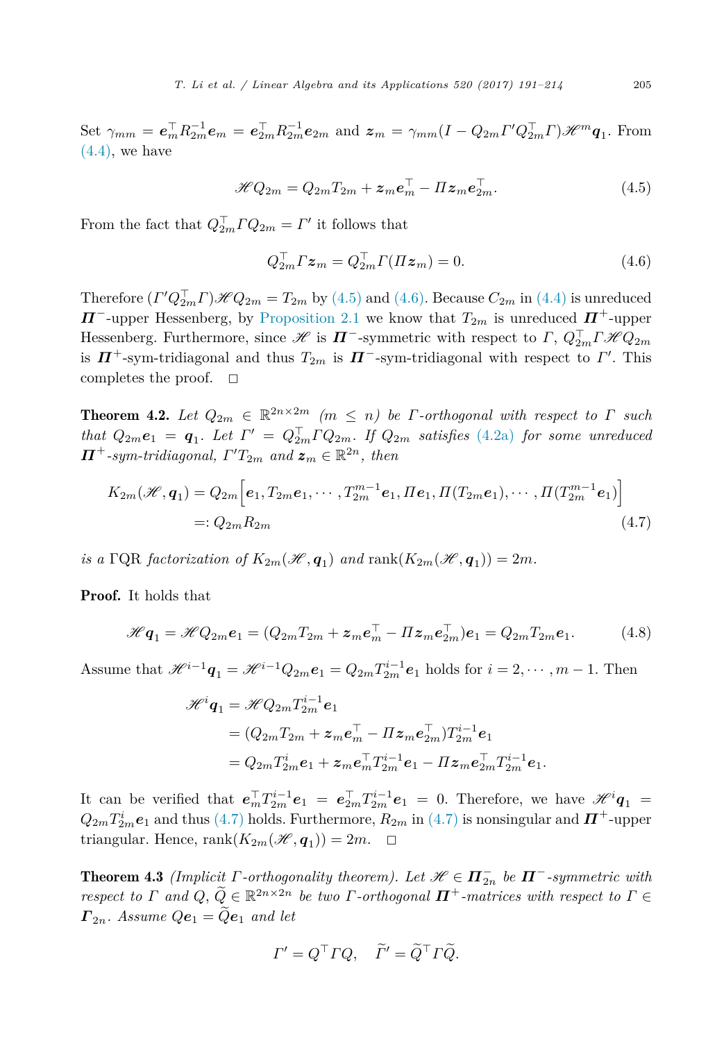Set $\gamma_{mm} = \boldsymbol{e}_m^\top R_{2m}^{-1}\boldsymbol{e}_m = \boldsymbol{e}_{2m}^\top R_{2m}^{-1}\boldsymbol{e}_{2m}$ and $\boldsymbol{z}_m = \gamma_{mm}(I - Q_{2m}\Gamma' Q_{2m}^\top \Gamma)\mathscr{H}^m \boldsymbol{q}_1$. From (4.4), we have

$$\mathscr{H} Q_{2m} = Q_{2m}T_{2m} + \boldsymbol{z}_m \boldsymbol{e}_m^\top - \Pi \boldsymbol{z}_m \boldsymbol{e}_{2m}^\top. \tag{4.5}$$

From the fact that $Q_{2m}^\top \Gamma Q_{2m} = \Gamma'$ it follows that

$$Q_{2m}^\top \Gamma \boldsymbol{z}_m = Q_{2m}^\top \Gamma(\Pi \boldsymbol{z}_m) = 0. \tag{4.6}$$

Therefore $(\Gamma' Q_{2m}^\top \Gamma)\mathscr{H} Q_{2m} = T_{2m}$ by (4.5) and (4.6). Because $C_{2m}$ in (4.4) is unreduced $\boldsymbol{\Pi}^-$-upper Hessenberg, by Proposition 2.1 we know that $T_{2m}$ is unreduced $\boldsymbol{\Pi}^+$-upper Hessenberg. Furthermore, since $\mathscr{H}$ is $\boldsymbol{\Pi}^-$-symmetric with respect to $\Gamma$, $Q_{2m}^\top \Gamma \mathscr{H} Q_{2m}$ is $\boldsymbol{\Pi}^+$-sym-tridiagonal and thus $T_{2m}$ is $\boldsymbol{\Pi}^-$-sym-tridiagonal with respect to $\Gamma'$. This completes the proof. $\square$

**Theorem 4.2.** *Let $Q_{2m} \in \mathbb{R}^{2n\times 2m}$ $(m \le n)$ be $\Gamma$-orthogonal with respect to $\Gamma$ such that $Q_{2m}\boldsymbol{e}_1 = \boldsymbol{q}_1$. Let $\Gamma' = Q_{2m}^\top \Gamma Q_{2m}$. If $Q_{2m}$ satisfies (4.2a) for some unreduced $\boldsymbol{\Pi}^+$-sym-tridiagonal, $\Gamma' T_{2m}$ and $\boldsymbol{z}_m \in \mathbb{R}^{2n}$, then*

$$\begin{aligned} K_{2m}(\mathscr{H}, \boldsymbol{q}_1) &= Q_{2m}\Big[\boldsymbol{e}_1, T_{2m}\boldsymbol{e}_1, \cdots, T_{2m}^{m-1}\boldsymbol{e}_1, \Pi \boldsymbol{e}_1, \Pi(T_{2m}\boldsymbol{e}_1), \cdots, \Pi(T_{2m}^{m-1}\boldsymbol{e}_1)\Big] \\ &=: Q_{2m}R_{2m} \end{aligned} \tag{4.7}$$

*is a* ΓQR *factorization of $K_{2m}(\mathscr{H}, \boldsymbol{q}_1)$ and* $\mathrm{rank}(K_{2m}(\mathscr{H}, \boldsymbol{q}_1)) = 2m$.

**Proof.** It holds that

$$\mathscr{H} \boldsymbol{q}_1 = \mathscr{H} Q_{2m}\boldsymbol{e}_1 = (Q_{2m}T_{2m} + \boldsymbol{z}_m \boldsymbol{e}_m^\top - \Pi \boldsymbol{z}_m \boldsymbol{e}_{2m}^\top)\boldsymbol{e}_1 = Q_{2m}T_{2m}\boldsymbol{e}_1. \tag{4.8}$$

Assume that $\mathscr{H}^{i-1}\boldsymbol{q}_1 = \mathscr{H}^{i-1}Q_{2m}\boldsymbol{e}_1 = Q_{2m}T_{2m}^{i-1}\boldsymbol{e}_1$ holds for $i = 2, \cdots, m-1$. Then

$$\begin{aligned} \mathscr{H}^i \boldsymbol{q}_1 &= \mathscr{H} Q_{2m} T_{2m}^{i-1}\boldsymbol{e}_1 \\ &= (Q_{2m}T_{2m} + \boldsymbol{z}_m \boldsymbol{e}_m^\top - \Pi \boldsymbol{z}_m \boldsymbol{e}_{2m}^\top) T_{2m}^{i-1}\boldsymbol{e}_1 \\ &= Q_{2m}T_{2m}^{i}\boldsymbol{e}_1 + \boldsymbol{z}_m \boldsymbol{e}_m^\top T_{2m}^{i-1}\boldsymbol{e}_1 - \Pi \boldsymbol{z}_m \boldsymbol{e}_{2m}^\top T_{2m}^{i-1}\boldsymbol{e}_1. \end{aligned}$$

It can be verified that $\boldsymbol{e}_m^\top T_{2m}^{i-1}\boldsymbol{e}_1 = \boldsymbol{e}_{2m}^\top T_{2m}^{i-1}\boldsymbol{e}_1 = 0$. Therefore, we have $\mathscr{H}^i \boldsymbol{q}_1 = Q_{2m}T_{2m}^i \boldsymbol{e}_1$ and thus (4.7) holds. Furthermore, $R_{2m}$ in (4.7) is nonsingular and $\boldsymbol{\Pi}^+$-upper triangular. Hence, $\mathrm{rank}(K_{2m}(\mathscr{H}, \boldsymbol{q}_1)) = 2m$. $\square$

**Theorem 4.3** *(Implicit $\Gamma$-orthogonality theorem). Let $\mathscr{H} \in \boldsymbol{\Pi}_{2n}^-$ be $\boldsymbol{\Pi}^-$-symmetric with respect to $\Gamma$ and $Q, \widetilde{Q} \in \mathbb{R}^{2n\times 2n}$ be two $\Gamma$-orthogonal $\boldsymbol{\Pi}^+$-matrices with respect to $\Gamma \in \boldsymbol{\Gamma}_{2n}$. Assume $Q\boldsymbol{e}_1 = \widetilde{Q}\boldsymbol{e}_1$ and let*

$$\Gamma' = Q^\top \Gamma Q, \quad \widetilde{\Gamma}' = \widetilde{Q}^\top \Gamma \widetilde{Q}.$$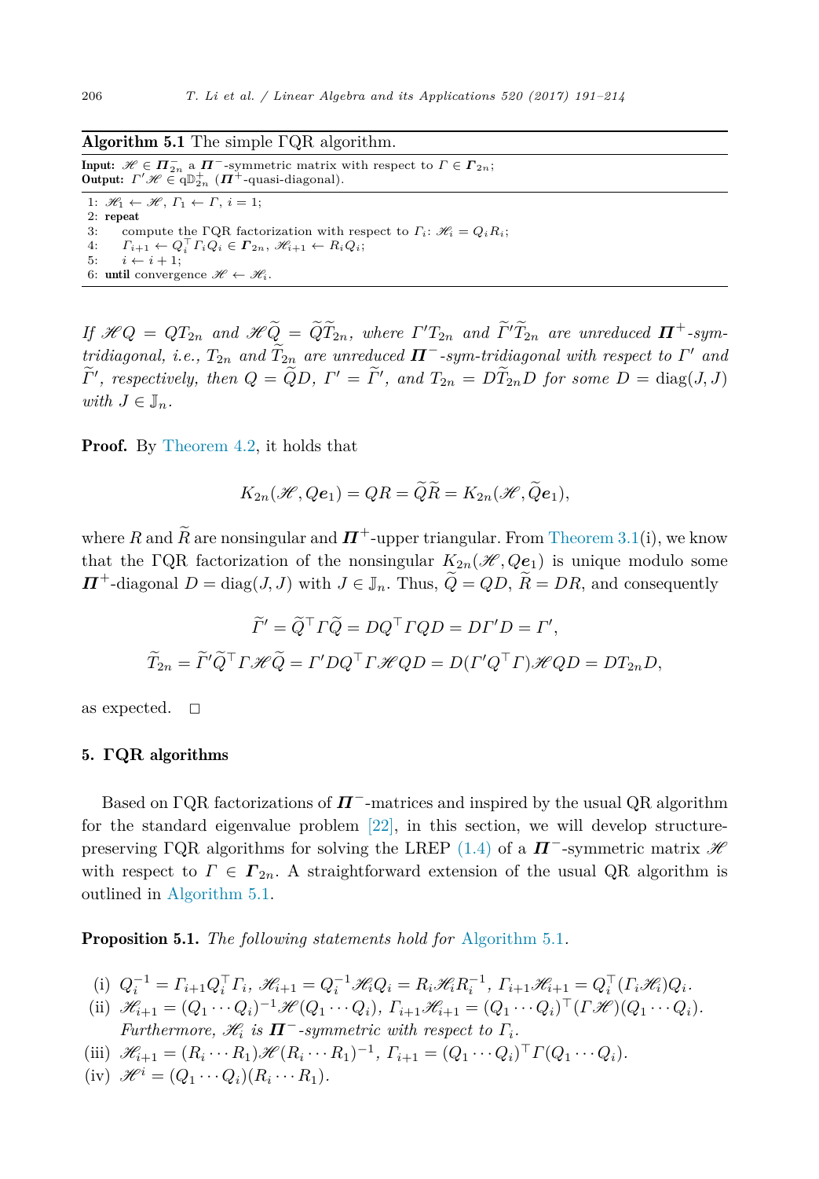**Algorithm 5.1** The simple ΓQR algorithm.

**Input:** $\mathscr{H} \in \boldsymbol{\Pi}_{2n}^-$ a $\boldsymbol{\Pi}^-$-symmetric matrix with respect to $\Gamma \in \boldsymbol{\Gamma}_{2n}$;
**Output:** $\Gamma'\mathscr{H} \in \mathrm{q}\mathbb{D}_{2n}^+$ ($\boldsymbol{\Pi}^+$-quasi-diagonal).

```
1: H_1 ← H, Γ_1 ← Γ, i = 1;
2: repeat
3:     compute the ΓQR factorization with respect to Γ_i: H_i = Q_i R_i;
4:     Γ_{i+1} ← Q_i^T Γ_i Q_i ∈ Γ_{2n}, H_{i+1} ← R_i Q_i;
5:     i ← i + 1;
6: until convergence H ← H_i.
```

*If $\mathscr{H}Q = QT_{2n}$ and $\mathscr{H}\widetilde{Q} = \widetilde{Q}\widetilde{T}_{2n}$, where $\Gamma' T_{2n}$ and $\widetilde{\Gamma}'\widetilde{T}_{2n}$ are unreduced $\boldsymbol{\Pi}^+$-sym-tridiagonal, i.e., $T_{2n}$ and $\widetilde{T}_{2n}$ are unreduced $\boldsymbol{\Pi}^-$-sym-tridiagonal with respect to $\Gamma'$ and $\widetilde{\Gamma}'$, respectively, then $Q = \widetilde{Q}D$, $\Gamma' = \widetilde{\Gamma}'$, and $T_{2n} = D\widetilde{T}_{2n}D$ for some $D = \operatorname{diag}(J, J)$ with $J \in \mathbb{J}_n$.*

**Proof.** By Theorem 4.2, it holds that

$$K_{2n}(\mathscr{H}, Q\boldsymbol{e}_1) = QR = \widetilde{Q}\widetilde{R} = K_{2n}(\mathscr{H}, \widetilde{Q}\boldsymbol{e}_1),$$

where $R$ and $\widetilde{R}$ are nonsingular and $\boldsymbol{\Pi}^+$-upper triangular. From Theorem 3.1(i), we know that the ΓQR factorization of the nonsingular $K_{2n}(\mathscr{H}, Q\boldsymbol{e}_1)$ is unique modulo some $\boldsymbol{\Pi}^+$-diagonal $D = \operatorname{diag}(J, J)$ with $J \in \mathbb{J}_n$. Thus, $\widetilde{Q} = QD$, $\widetilde{R} = DR$, and consequently

$$\widetilde{\Gamma}' = \widetilde{Q}^\top \Gamma \widetilde{Q} = DQ^\top \Gamma Q D = D\Gamma' D = \Gamma',$$

$$\widetilde{T}_{2n} = \widetilde{\Gamma}'\widetilde{Q}^\top \Gamma \mathscr{H} \widetilde{Q} = \Gamma' D Q^\top \Gamma \mathscr{H} Q D = D(\Gamma' Q^\top \Gamma)\mathscr{H} Q D = D T_{2n} D,$$

as expected. $\square$

## 5. ΓQR algorithms

Based on ΓQR factorizations of $\boldsymbol{\Pi}^-$-matrices and inspired by the usual QR algorithm for the standard eigenvalue problem [22], in this section, we will develop structure-preserving ΓQR algorithms for solving the LREP (1.4) of a $\boldsymbol{\Pi}^-$-symmetric matrix $\mathscr{H}$ with respect to $\Gamma \in \boldsymbol{\Gamma}_{2n}$. A straightforward extension of the usual QR algorithm is outlined in Algorithm 5.1.

**Proposition 5.1.** *The following statements hold for* Algorithm 5.1*.*

(i) $Q_i^{-1} = \Gamma_{i+1} Q_i^\top \Gamma_i$, $\mathscr{H}_{i+1} = Q_i^{-1}\mathscr{H}_i Q_i = R_i \mathscr{H}_i R_i^{-1}$, $\Gamma_{i+1}\mathscr{H}_{i+1} = Q_i^\top (\Gamma_i \mathscr{H}_i) Q_i$.

(ii) $\mathscr{H}_{i+1} = (Q_1 \cdots Q_i)^{-1}\mathscr{H}(Q_1 \cdots Q_i)$, $\Gamma_{i+1}\mathscr{H}_{i+1} = (Q_1 \cdots Q_i)^\top (\Gamma\mathscr{H})(Q_1 \cdots Q_i)$. *Furthermore, $\mathscr{H}_i$ is $\boldsymbol{\Pi}^-$-symmetric with respect to $\Gamma_i$.*

(iii) $\mathscr{H}_{i+1} = (R_i \cdots R_1)\mathscr{H}(R_i \cdots R_1)^{-1}$, $\Gamma_{i+1} = (Q_1 \cdots Q_i)^\top \Gamma (Q_1 \cdots Q_i)$.

(iv) $\mathscr{H}^i = (Q_1 \cdots Q_i)(R_i \cdots R_1)$.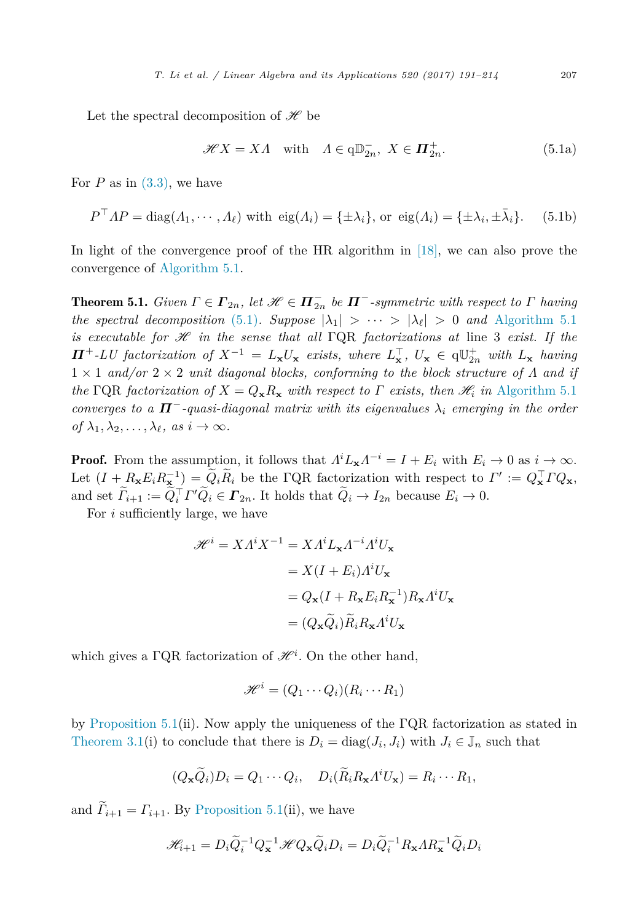Let the spectral decomposition of $\mathscr{H}$ be

$$\mathscr{H} X = X\Lambda \quad \text{with} \quad \Lambda \in \mathrm{q}\mathbb{D}_{2n}^{-},\ X \in \boldsymbol{\Pi}_{2n}^{+}. \tag{5.1a}$$

For $P$ as in (3.3), we have

$$P^{\top}\Lambda P = \mathrm{diag}(\Lambda_1, \cdots, \Lambda_\ell) \text{ with } \mathrm{eig}(\Lambda_i) = \{\pm\lambda_i\}, \text{ or } \mathrm{eig}(\Lambda_i) = \{\pm\lambda_i, \pm\bar{\lambda}_i\}. \tag{5.1b}$$

In light of the convergence proof of the HR algorithm in [18], we can also prove the convergence of Algorithm 5.1.

**Theorem 5.1.** *Given $\Gamma \in \boldsymbol{\Gamma}_{2n}$, let $\mathscr{H} \in \boldsymbol{\Pi}_{2n}^{-}$ be $\boldsymbol{\Pi}^{-}$-symmetric with respect to $\Gamma$ having the spectral decomposition (5.1). Suppose $|\lambda_1| > \cdots > |\lambda_\ell| > 0$ and Algorithm 5.1 is executable for $\mathscr{H}$ in the sense that all $\Gamma$QR factorizations at line 3 exist. If the $\boldsymbol{\Pi}^{+}$-LU factorization of $X^{-1} = L_{\mathbf{x}} U_{\mathbf{x}}$ exists, where $L_{\mathbf{x}}^{\top}$, $U_{\mathbf{x}} \in \mathrm{q}\mathbb{U}_{2n}^{+}$ with $L_{\mathbf{x}}$ having $1 \times 1$ and/or $2 \times 2$ unit diagonal blocks, conforming to the block structure of $\Lambda$ and if the $\Gamma$QR factorization of $X = Q_{\mathbf{x}} R_{\mathbf{x}}$ with respect to $\Gamma$ exists, then $\mathscr{H}_i$ in Algorithm 5.1 converges to a $\boldsymbol{\Pi}^{-}$-quasi-diagonal matrix with its eigenvalues $\lambda_i$ emerging in the order of $\lambda_1, \lambda_2, \ldots, \lambda_\ell$, as $i \to \infty$.*

**Proof.** From the assumption, it follows that $\Lambda^i L_{\mathbf{x}} \Lambda^{-i} = I + E_i$ with $E_i \to 0$ as $i \to \infty$. Let $(I + R_{\mathbf{x}} E_i R_{\mathbf{x}}^{-1}) = \widetilde{Q}_i \widetilde{R}_i$ be the $\Gamma$QR factorization with respect to $\Gamma' := Q_{\mathbf{x}}^{\top} \Gamma Q_{\mathbf{x}}$, and set $\widetilde{\Gamma}_{i+1} := \widetilde{Q}_i^{\top} \Gamma' \widetilde{Q}_i \in \boldsymbol{\Gamma}_{2n}$. It holds that $\widetilde{Q}_i \to I_{2n}$ because $E_i \to 0$.

For $i$ sufficiently large, we have

$$\begin{aligned}
\mathscr{H}^i = X\Lambda^i X^{-1} &= X\Lambda^i L_{\mathbf{x}} \Lambda^{-i} \Lambda^i U_{\mathbf{x}} \\
&= X(I + E_i)\Lambda^i U_{\mathbf{x}} \\
&= Q_{\mathbf{x}}(I + R_{\mathbf{x}} E_i R_{\mathbf{x}}^{-1}) R_{\mathbf{x}} \Lambda^i U_{\mathbf{x}} \\
&= (Q_{\mathbf{x}} \widetilde{Q}_i) \widetilde{R}_i R_{\mathbf{x}} \Lambda^i U_{\mathbf{x}}
\end{aligned}$$

which gives a $\Gamma$QR factorization of $\mathscr{H}^i$. On the other hand,

$$\mathscr{H}^i = (Q_1 \cdots Q_i)(R_i \cdots R_1)$$

by Proposition 5.1(ii). Now apply the uniqueness of the $\Gamma$QR factorization as stated in Theorem 3.1(i) to conclude that there is $D_i = \mathrm{diag}(J_i, J_i)$ with $J_i \in \mathbb{J}_n$ such that

$$(Q_{\mathbf{x}} \widetilde{Q}_i) D_i = Q_1 \cdots Q_i, \quad D_i(\widetilde{R}_i R_{\mathbf{x}} \Lambda^i U_{\mathbf{x}}) = R_i \cdots R_1,$$

and $\widetilde{\Gamma}_{i+1} = \Gamma_{i+1}$. By Proposition 5.1(ii), we have

$$\mathscr{H}_{i+1} = D_i \widetilde{Q}_i^{-1} Q_{\mathbf{x}}^{-1} \mathscr{H} Q_{\mathbf{x}} \widetilde{Q}_i D_i = D_i \widetilde{Q}_i^{-1} R_{\mathbf{x}} \Lambda R_{\mathbf{x}}^{-1} \widetilde{Q}_i D_i$$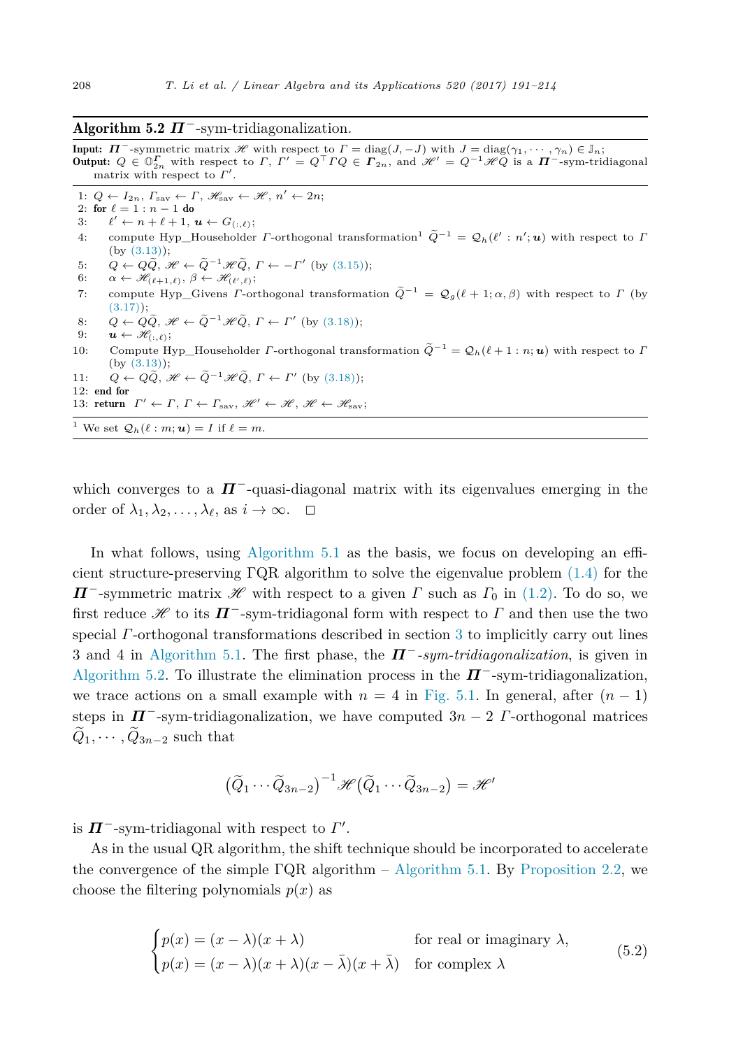**Algorithm 5.2** $\boldsymbol{\Pi}^-$-sym-tridiagonalization.

**Input:** $\boldsymbol{\Pi}^-$-symmetric matrix $\mathscr{H}$ with respect to $\Gamma = \operatorname{diag}(J, -J)$ with $J = \operatorname{diag}(\gamma_1, \cdots, \gamma_n) \in \mathbb{J}_n$;
**Output:** $Q \in \mathbb{O}_{2n}^{\Gamma}$ with respect to $\Gamma$, $\Gamma' = Q^\top \Gamma Q \in \boldsymbol{\Gamma}_{2n}$, and $\mathscr{H}' = Q^{-1}\mathscr{H}Q$ is a $\boldsymbol{\Pi}^-$-sym-tridiagonal matrix with respect to $\Gamma'$.

1: $Q \leftarrow I_{2n}$, $\Gamma_{\text{sav}} \leftarrow \Gamma$, $\mathscr{H}_{\text{sav}} \leftarrow \mathscr{H}$, $n' \leftarrow 2n$;
2: **for** $\ell = 1 : n-1$ **do**
3: $\quad \ell' \leftarrow n + \ell + 1$, $\boldsymbol{u} \leftarrow G_{(:,\ell)}$;
4: $\quad$ compute Hyp_Householder $\Gamma$-orthogonal transformation[1] $\widetilde{Q}^{-1} = \mathcal{Q}_h(\ell' : n'; \boldsymbol{u})$ with respect to $\Gamma$ (by (3.13));
5: $\quad Q \leftarrow Q\widetilde{Q}$, $\mathscr{H} \leftarrow \widetilde{Q}^{-1}\mathscr{H}\widetilde{Q}$, $\Gamma \leftarrow -\Gamma'$ (by (3.15));
6: $\quad \alpha \leftarrow \mathscr{H}_{(\ell+1,\ell)}$, $\beta \leftarrow \mathscr{H}_{(\ell',\ell)}$;
7: $\quad$ compute Hyp_Givens $\Gamma$-orthogonal transformation $\widetilde{Q}^{-1} = \mathcal{Q}_g(\ell+1; \alpha, \beta)$ with respect to $\Gamma$ (by (3.17));
8: $\quad Q \leftarrow Q\widetilde{Q}$, $\mathscr{H} \leftarrow \widetilde{Q}^{-1}\mathscr{H}\widetilde{Q}$, $\Gamma \leftarrow \Gamma'$ (by (3.18));
9: $\quad \boldsymbol{u} \leftarrow \mathscr{H}_{(:,\ell)}$;
10: $\quad$ Compute Hyp_Householder $\Gamma$-orthogonal transformation $\widetilde{Q}^{-1} = \mathcal{Q}_h(\ell+1 : n; \boldsymbol{u})$ with respect to $\Gamma$ (by (3.13));
11: $\quad Q \leftarrow Q\widetilde{Q}$, $\mathscr{H} \leftarrow \widetilde{Q}^{-1}\mathscr{H}\widetilde{Q}$, $\Gamma \leftarrow \Gamma'$ (by (3.18));
12: **end for**
13: **return** $\Gamma' \leftarrow \Gamma$, $\Gamma \leftarrow \Gamma_{\text{sav}}$, $\mathscr{H}' \leftarrow \mathscr{H}$, $\mathscr{H} \leftarrow \mathscr{H}_{\text{sav}}$;

[1] We set $\mathcal{Q}_h(\ell : m; \boldsymbol{u}) = I$ if $\ell = m$.

which converges to a $\boldsymbol{\Pi}^-$-quasi-diagonal matrix with its eigenvalues emerging in the order of $\lambda_1, \lambda_2, \ldots, \lambda_\ell$, as $i \to \infty$. $\square$

In what follows, using Algorithm 5.1 as the basis, we focus on developing an efficient structure-preserving ΓQR algorithm to solve the eigenvalue problem (1.4) for the $\boldsymbol{\Pi}^-$-symmetric matrix $\mathscr{H}$ with respect to a given $\Gamma$ such as $\Gamma_0$ in (1.2). To do so, we first reduce $\mathscr{H}$ to its $\boldsymbol{\Pi}^-$-sym-tridiagonal form with respect to $\Gamma$ and then use the two special $\Gamma$-orthogonal transformations described in section 3 to implicitly carry out lines 3 and 4 in Algorithm 5.1. The first phase, the $\boldsymbol{\Pi}^-$*-sym-tridiagonalization*, is given in Algorithm 5.2. To illustrate the elimination process in the $\boldsymbol{\Pi}^-$-sym-tridiagonalization, we trace actions on a small example with $n = 4$ in Fig. 5.1. In general, after $(n-1)$ steps in $\boldsymbol{\Pi}^-$-sym-tridiagonalization, we have computed $3n-2$ $\Gamma$-orthogonal matrices $\widetilde{Q}_1, \cdots, \widetilde{Q}_{3n-2}$ such that

$$\left(\widetilde{Q}_1 \cdots \widetilde{Q}_{3n-2}\right)^{-1} \mathscr{H} \left(\widetilde{Q}_1 \cdots \widetilde{Q}_{3n-2}\right) = \mathscr{H}'$$

is $\boldsymbol{\Pi}^-$-sym-tridiagonal with respect to $\Gamma'$.

As in the usual QR algorithm, the shift technique should be incorporated to accelerate the convergence of the simple ΓQR algorithm – Algorithm 5.1. By Proposition 2.2, we choose the filtering polynomials $p(x)$ as

$$\begin{cases} p(x) = (x-\lambda)(x+\lambda) & \text{for real or imaginary } \lambda, \\ p(x) = (x-\lambda)(x+\lambda)(x-\bar{\lambda})(x+\bar{\lambda}) & \text{for complex } \lambda \end{cases} \tag{5.2}$$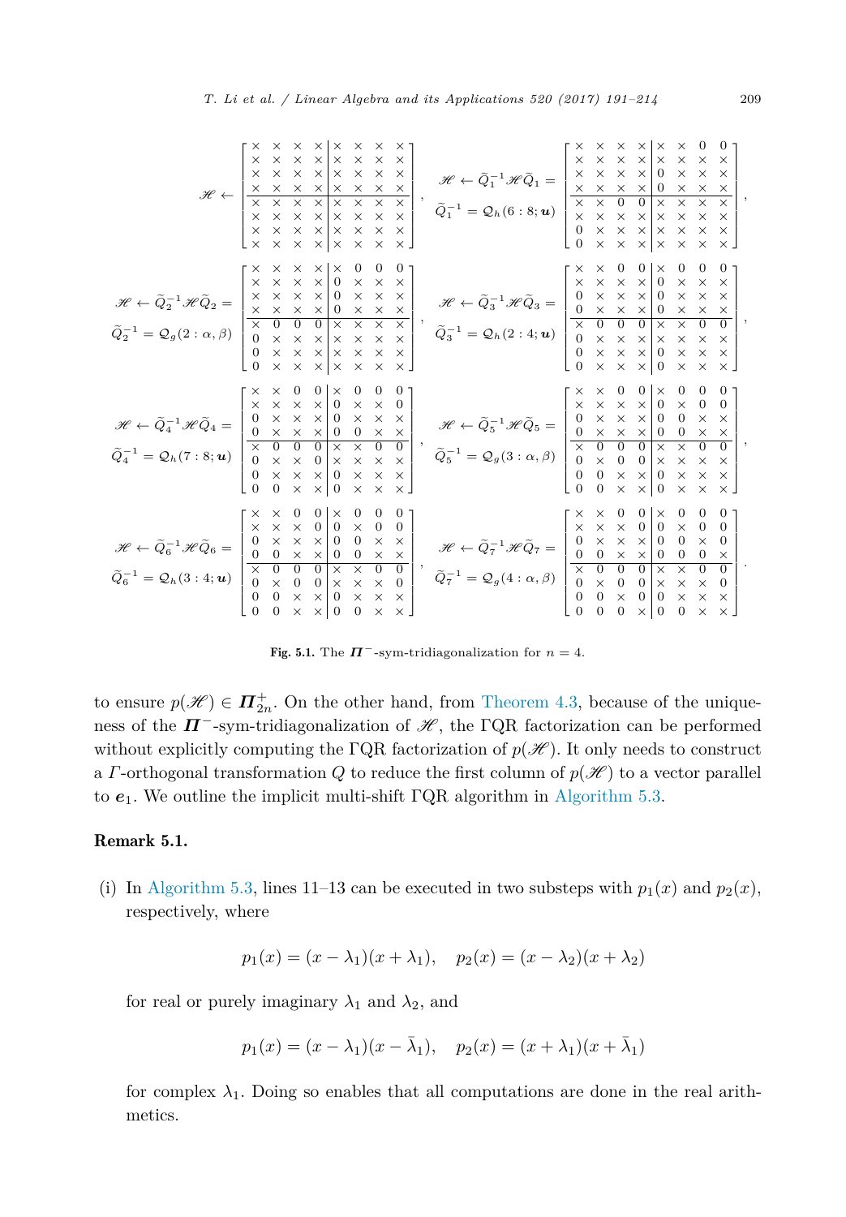$$
\mathscr{H} \leftarrow \left[\begin{array}{cccc|cccc}
\times & \times & \times & \times & \times & \times & \times & \times \\
\times & \times & \times & \times & \times & \times & \times & \times \\
\times & \times & \times & \times & \times & \times & \times & \times \\
\times & \times & \times & \times & \times & \times & \times & \times \\
\hline
\times & \times & \times & \times & \times & \times & \times & \times \\
\times & \times & \times & \times & \times & \times & \times & \times \\
\times & \times & \times & \times & \times & \times & \times & \times \\
\times & \times & \times & \times & \times & \times & \times & \times
\end{array}\right], \quad
\begin{array}{c}
\mathscr{H} \leftarrow \tilde{Q}_1^{-1}\mathscr{H}\tilde{Q}_1 = \\
\tilde{Q}_1^{-1} = \mathcal{Q}_h(6:8;\boldsymbol{u})
\end{array}
\left[\begin{array}{cccc|cccc}
\times & \times & \times & \times & \times & \times & 0 & 0 \\
\times & \times & \times & \times & \times & \times & \times & \times \\
\times & \times & \times & \times & 0 & \times & \times & \times \\
\times & \times & \times & \times & 0 & \times & \times & \times \\
\hline
\times & \times & 0 & 0 & \times & \times & \times & \times \\
\times & \times & \times & \times & \times & \times & \times & \times \\
0 & \times & \times & \times & \times & \times & \times & \times \\
0 & \times & \times & \times & \times & \times & \times & \times
\end{array}\right],
$$

$$
\begin{array}{c}
\mathscr{H} \leftarrow \tilde{Q}_2^{-1}\mathscr{H}\tilde{Q}_2 = \\
\tilde{Q}_2^{-1} = \mathcal{Q}_g(2:\alpha,\beta)
\end{array}
\left[\begin{array}{cccc|cccc}
\times & \times & \times & \times & \times & 0 & 0 & 0 \\
\times & \times & \times & \times & 0 & \times & \times & \times \\
\times & \times & \times & \times & 0 & \times & \times & \times \\
\times & \times & \times & \times & 0 & \times & \times & \times \\
\hline
\times & 0 & 0 & 0 & \times & \times & \times & \times \\
0 & \times & \times & \times & \times & \times & \times & \times \\
0 & \times & \times & \times & \times & \times & \times & \times \\
0 & \times & \times & \times & \times & \times & \times & \times
\end{array}\right], \quad
\begin{array}{c}
\mathscr{H} \leftarrow \tilde{Q}_3^{-1}\mathscr{H}\tilde{Q}_3 = \\
\tilde{Q}_3^{-1} = \mathcal{Q}_h(2:4;\boldsymbol{u})
\end{array}
\left[\begin{array}{cccc|cccc}
\times & \times & 0 & 0 & \times & 0 & 0 & 0 \\
\times & \times & \times & \times & 0 & \times & \times & \times \\
0 & \times & \times & \times & 0 & \times & \times & \times \\
0 & \times & \times & \times & 0 & \times & \times & \times \\
\hline
\times & 0 & 0 & 0 & \times & \times & 0 & 0 \\
0 & \times & \times & \times & \times & \times & \times & \times \\
0 & \times & \times & \times & 0 & \times & \times & \times \\
0 & \times & \times & \times & 0 & \times & \times & \times
\end{array}\right],
$$

$$
\begin{array}{c}
\mathscr{H} \leftarrow \tilde{Q}_4^{-1}\mathscr{H}\tilde{Q}_4 = \\
\tilde{Q}_4^{-1} = \mathcal{Q}_h(7:8;\boldsymbol{u})
\end{array}
\left[\begin{array}{cccc|cccc}
\times & \times & 0 & 0 & \times & 0 & 0 & 0 \\
\times & \times & \times & \times & 0 & \times & \times & 0 \\
0 & \times & \times & \times & 0 & \times & \times & \times \\
0 & \times & \times & \times & 0 & 0 & \times & \times \\
\hline
\times & 0 & 0 & 0 & \times & \times & 0 & 0 \\
0 & \times & \times & 0 & \times & \times & \times & \times \\
0 & \times & \times & \times & 0 & \times & \times & \times \\
0 & 0 & \times & \times & 0 & \times & \times & \times
\end{array}\right], \quad
\begin{array}{c}
\mathscr{H} \leftarrow \tilde{Q}_5^{-1}\mathscr{H}\tilde{Q}_5 = \\
\tilde{Q}_5^{-1} = \mathcal{Q}_g(3:\alpha,\beta)
\end{array}
\left[\begin{array}{cccc|cccc}
\times & \times & 0 & 0 & \times & 0 & 0 & 0 \\
\times & \times & \times & \times & 0 & \times & 0 & 0 \\
0 & \times & \times & \times & 0 & 0 & \times & \times \\
0 & \times & \times & \times & 0 & 0 & \times & \times \\
\hline
\times & 0 & 0 & 0 & \times & \times & 0 & 0 \\
0 & \times & 0 & 0 & \times & \times & \times & \times \\
0 & 0 & \times & \times & 0 & \times & \times & \times \\
0 & 0 & \times & \times & 0 & \times & \times & \times
\end{array}\right],
$$

$$
\begin{array}{c}
\mathscr{H} \leftarrow \tilde{Q}_6^{-1}\mathscr{H}\tilde{Q}_6 = \\
\tilde{Q}_6^{-1} = \mathcal{Q}_h(3:4;\boldsymbol{u})
\end{array}
\left[\begin{array}{cccc|cccc}
\times & \times & 0 & 0 & \times & 0 & 0 & 0 \\
\times & \times & \times & 0 & 0 & \times & 0 & 0 \\
0 & \times & \times & \times & 0 & 0 & \times & \times \\
0 & 0 & \times & \times & 0 & 0 & \times & \times \\
\hline
\times & 0 & 0 & 0 & \times & \times & 0 & 0 \\
0 & \times & 0 & 0 & \times & \times & \times & 0 \\
0 & 0 & \times & \times & 0 & \times & \times & \times \\
0 & 0 & \times & \times & 0 & 0 & \times & \times
\end{array}\right], \quad
\begin{array}{c}
\mathscr{H} \leftarrow \tilde{Q}_7^{-1}\mathscr{H}\tilde{Q}_7 = \\
\tilde{Q}_7^{-1} = \mathcal{Q}_g(4:\alpha,\beta)
\end{array}
\left[\begin{array}{cccc|cccc}
\times & \times & 0 & 0 & \times & 0 & 0 & 0 \\
\times & \times & \times & 0 & 0 & \times & 0 & 0 \\
0 & \times & \times & \times & 0 & 0 & \times & 0 \\
0 & 0 & \times & \times & 0 & 0 & 0 & \times \\
\hline
\times & 0 & 0 & 0 & \times & \times & 0 & 0 \\
0 & \times & 0 & 0 & \times & \times & \times & 0 \\
0 & 0 & \times & 0 & 0 & \times & \times & \times \\
0 & 0 & 0 & \times & 0 & 0 & \times & \times
\end{array}\right].
$$

**Fig. 5.1.** The $\boldsymbol{\Pi}^-$-sym-tridiagonalization for $n = 4$.

to ensure $p(\mathscr{H}) \in \boldsymbol{\Pi}_{2n}^+$. On the other hand, from Theorem 4.3, because of the uniqueness of the $\boldsymbol{\Pi}^-$-sym-tridiagonalization of $\mathscr{H}$, the $\Gamma$QR factorization can be performed without explicitly computing the $\Gamma$QR factorization of $p(\mathscr{H})$. It only needs to construct a $\Gamma$-orthogonal transformation $Q$ to reduce the first column of $p(\mathscr{H})$ to a vector parallel to $\boldsymbol{e}_1$. We outline the implicit multi-shift $\Gamma$QR algorithm in Algorithm 5.3.

**Remark 5.1.**

(i) In Algorithm 5.3, lines 11–13 can be executed in two substeps with $p_1(x)$ and $p_2(x)$, respectively, where

$$p_1(x) = (x - \lambda_1)(x + \lambda_1), \quad p_2(x) = (x - \lambda_2)(x + \lambda_2)$$

for real or purely imaginary $\lambda_1$ and $\lambda_2$, and

$$p_1(x) = (x - \lambda_1)(x - \bar{\lambda}_1), \quad p_2(x) = (x + \lambda_1)(x + \bar{\lambda}_1)$$

for complex $\lambda_1$. Doing so enables that all computations are done in the real arithmetics.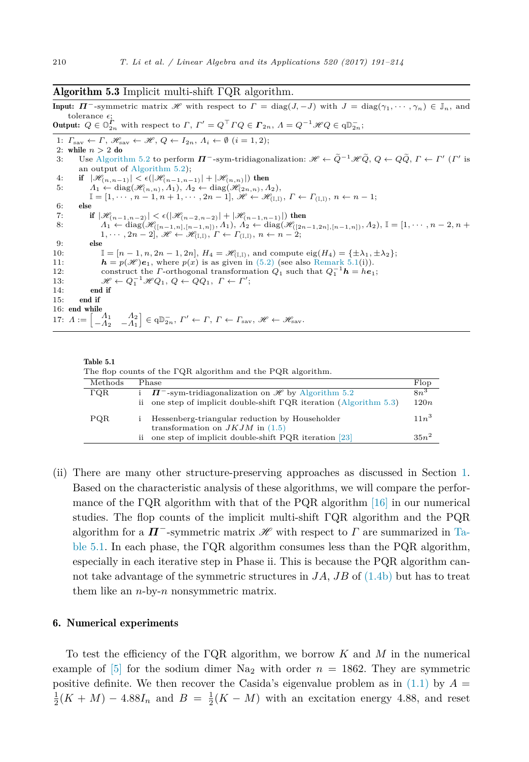**Algorithm 5.3** Implicit multi-shift $\Gamma$QR algorithm.

**Input:** $\boldsymbol{\Pi}^-$-symmetric matrix $\mathscr{H}$ with respect to $\Gamma = \mathrm{diag}(J, -J)$ with $J = \mathrm{diag}(\gamma_1, \cdots, \gamma_n) \in \mathbb{J}_n$, and tolerance $\epsilon$;

**Output:** $Q \in \mathbb{O}_{2n}^{\Gamma}$ with respect to $\Gamma$, $\Gamma' = Q^\top \Gamma Q \in \boldsymbol{\Gamma}_{2n}$, $\Lambda = Q^{-1}\mathscr{H}Q \in \mathrm{q}\mathbb{D}_{2n}^-$;

```
1: Γ_sav ← Γ, H_sav ← H, Q ← I_{2n}, Λ_i ← ∅ (i = 1, 2);
2: while n > 2 do
3:   Use Algorithm 5.2 to perform Π⁻-sym-tridiagonalization: H ← Q̃⁻¹HQ̃, Q ← QQ̃, Γ ← Γ' (Γ' is
     an output of Algorithm 5.2);
4:   if |H_(n,n-1)| < ε(|H_(n-1,n-1)| + |H_(n,n)|) then
5:     Λ1 ← diag(H_(n,n), Λ1), Λ2 ← diag(H_(2n,n), Λ2),
       I = [1, ··· , n-1, n+1, ··· , 2n-1], H ← H_(I,I), Γ ← Γ_(I,I), n ← n-1;
6:   else
7:     if |H_(n-1,n-2)| < ε(|H_(n-2,n-2)| + |H_(n-1,n-1)|) then
8:       Λ1 ← diag(H_([n-1,n],[n-1,n]), Λ1), Λ2 ← diag(H_([2n-1,2n],[n-1,n]), Λ2), I = [1, ··· , n-2, n+
         1, ··· , 2n-2], H ← H_(I,I), Γ ← Γ_(I,I), n ← n-2;
9:     else
10:      I = [n-1, n, 2n-1, 2n], H4 = H_(I,I), and compute eig(H4) = {±λ1, ±λ2};
11:      h = p(H)e1, where p(x) is as given in (5.2) (see also Remark 5.1(i)).
12:      construct the Γ-orthogonal transformation Q1 such that Q1⁻¹h = he1;
13:      H ← Q1⁻¹HQ1, Q ← QQ1, Γ ← Γ';
14:    end if
15:  end if
16: end while
17: Λ := [Λ1 Λ2; -Λ2 -Λ1] ∈ qD⁻_{2n}, Γ' ← Γ, Γ ← Γ_sav, H ← H_sav.
```

**Table 5.1**
The flop counts of the $\Gamma$QR algorithm and the PQR algorithm.

| Methods | | Phase | Flop |
|---|---|---|---|
| $\Gamma$QR | i | $\boldsymbol{\Pi}^-$-sym-tridiagonalization on $\mathscr{H}$ by Algorithm 5.2 | $8n^3$ |
| | ii | one step of implicit double-shift $\Gamma$QR iteration (Algorithm 5.3) | $120n$ |
| PQR | i | Hessenberg-triangular reduction by Householder transformation on $JKJM$ in (1.5) | $11n^3$ |
| | ii | one step of implicit double-shift PQR iteration [23] | $35n^2$ |

(ii) There are many other structure-preserving approaches as discussed in Section 1. Based on the characteristic analysis of these algorithms, we will compare the performance of the $\Gamma$QR algorithm with that of the PQR algorithm [16] in our numerical studies. The flop counts of the implicit multi-shift $\Gamma$QR algorithm and the PQR algorithm for a $\boldsymbol{\Pi}^-$-symmetric matrix $\mathscr{H}$ with respect to $\Gamma$ are summarized in Table 5.1. In each phase, the $\Gamma$QR algorithm consumes less than the PQR algorithm, especially in each iterative step in Phase ii. This is because the PQR algorithm cannot take advantage of the symmetric structures in $JA$, $JB$ of (1.4b) but has to treat them like an $n$-by-$n$ nonsymmetric matrix.

## 6. Numerical experiments

To test the efficiency of the $\Gamma$QR algorithm, we borrow $K$ and $M$ in the numerical example of [5] for the sodium dimer $Na_2$ with order $n = 1862$. They are symmetric positive definite. We then recover the Casida's eigenvalue problem as in (1.1) by $A = \frac{1}{2}(K + M) - 4.88I_n$ and $B = \frac{1}{2}(K - M)$ with an excitation energy 4.88, and reset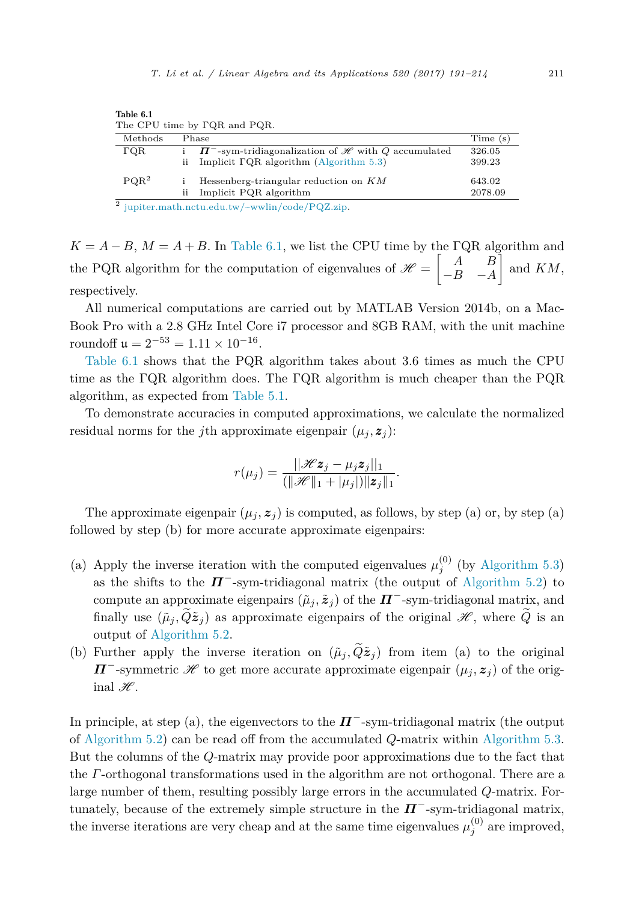**Table 6.1**
The CPU time by $\Gamma$QR and PQR.

| Methods | Phase | | Time (s) |
|---|---|---|---|
| $\Gamma$QR | i | $\boldsymbol{\Pi}^-$-sym-tridiagonalization of $\mathscr{H}$ with $Q$ accumulated | 326.05 |
| | ii | Implicit $\Gamma$QR algorithm (Algorithm 5.3) | 399.23 |
| PQR[2] | i | Hessenberg-triangular reduction on $KM$ | 643.02 |
| | ii | Implicit PQR algorithm | 2078.09 |

[2] jupiter.math.nctu.edu.tw/~wwlin/code/PQZ.zip.

$K = A - B$, $M = A + B$. In Table 6.1, we list the CPU time by the $\Gamma$QR algorithm and the PQR algorithm for the computation of eigenvalues of $\mathscr{H} = \begin{bmatrix} A & B \\ -B & -A \end{bmatrix}$ and $KM$, respectively.

All numerical computations are carried out by MATLAB Version 2014b, on a MacBook Pro with a 2.8 GHz Intel Core i7 processor and 8GB RAM, with the unit machine roundoff $\mathfrak{u} = 2^{-53} = 1.11 \times 10^{-16}$.

Table 6.1 shows that the PQR algorithm takes about 3.6 times as much the CPU time as the $\Gamma$QR algorithm does. The $\Gamma$QR algorithm is much cheaper than the PQR algorithm, as expected from Table 5.1.

To demonstrate accuracies in computed approximations, we calculate the normalized residual norms for the $j$th approximate eigenpair $(\mu_j, \boldsymbol{z}_j)$:

$$r(\mu_j) = \frac{||\mathscr{H}\boldsymbol{z}_j - \mu_j \boldsymbol{z}_j||_1}{(\|\mathscr{H}\|_1 + |\mu_j|)\|\boldsymbol{z}_j\|_1}.$$

The approximate eigenpair $(\mu_j, \boldsymbol{z}_j)$ is computed, as follows, by step (a) or, by step (a) followed by step (b) for more accurate approximate eigenpairs:

(a) Apply the inverse iteration with the computed eigenvalues $\mu_j^{(0)}$ (by Algorithm 5.3) as the shifts to the $\boldsymbol{\Pi}^-$-sym-tridiagonal matrix (the output of Algorithm 5.2) to compute an approximate eigenpairs $(\tilde{\mu}_j, \tilde{\boldsymbol{z}}_j)$ of the $\boldsymbol{\Pi}^-$-sym-tridiagonal matrix, and finally use $(\tilde{\mu}_j, \widetilde{Q}\tilde{\boldsymbol{z}}_j)$ as approximate eigenpairs of the original $\mathscr{H}$, where $\widetilde{Q}$ is an output of Algorithm 5.2.

(b) Further apply the inverse iteration on $(\tilde{\mu}_j, \widetilde{Q}\tilde{\boldsymbol{z}}_j)$ from item (a) to the original $\boldsymbol{\Pi}^-$-symmetric $\mathscr{H}$ to get more accurate approximate eigenpair $(\mu_j, \boldsymbol{z}_j)$ of the original $\mathscr{H}$.

In principle, at step (a), the eigenvectors to the $\boldsymbol{\Pi}^-$-sym-tridiagonal matrix (the output of Algorithm 5.2) can be read off from the accumulated $Q$-matrix within Algorithm 5.3. But the columns of the $Q$-matrix may provide poor approximations due to the fact that the $\Gamma$-orthogonal transformations used in the algorithm are not orthogonal. There are a large number of them, resulting possibly large errors in the accumulated $Q$-matrix. Fortunately, because of the extremely simple structure in the $\boldsymbol{\Pi}^-$-sym-tridiagonal matrix, the inverse iterations are very cheap and at the same time eigenvalues $\mu_j^{(0)}$ are improved,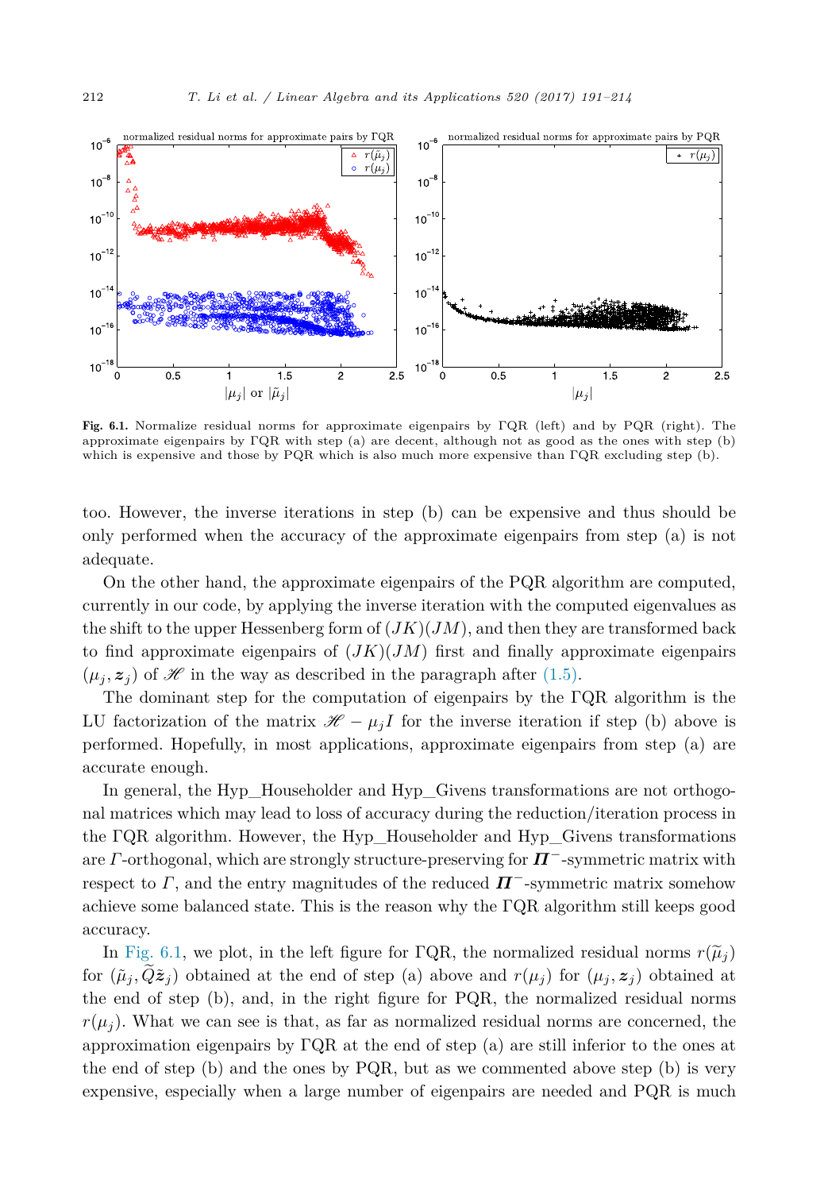Fig. 6.1. Normalize residual norms for approximate eigenpairs by ΓQR (left) and by PQR (right). The approximate eigenpairs by ΓQR with step (a) are decent, although not as good as the ones with step (b) which is expensive and those by PQR which is also much more expensive than ΓQR excluding step (b).

too. However, the inverse iterations in step (b) can be expensive and thus should be only performed when the accuracy of the approximate eigenpairs from step (a) is not adequate.

On the other hand, the approximate eigenpairs of the PQR algorithm are computed, currently in our code, by applying the inverse iteration with the computed eigenvalues as the shift to the upper Hessenberg form of $(JK)(JM)$, and then they are transformed back to find approximate eigenpairs of $(JK)(JM)$ first and finally approximate eigenpairs $(\mu_j, \boldsymbol{z}_j)$ of $\mathscr{H}$ in the way as described in the paragraph after (1.5).

The dominant step for the computation of eigenpairs by the ΓQR algorithm is the LU factorization of the matrix $\mathscr{H} - \mu_j I$ for the inverse iteration if step (b) above is performed. Hopefully, in most applications, approximate eigenpairs from step (a) are accurate enough.

In general, the Hyp_Householder and Hyp_Givens transformations are not orthogonal matrices which may lead to loss of accuracy during the reduction/iteration process in the ΓQR algorithm. However, the Hyp_Householder and Hyp_Givens transformations are $\Gamma$-orthogonal, which are strongly structure-preserving for $\boldsymbol{\Pi}^-$-symmetric matrix with respect to $\Gamma$, and the entry magnitudes of the reduced $\boldsymbol{\Pi}^-$-symmetric matrix somehow achieve some balanced state. This is the reason why the ΓQR algorithm still keeps good accuracy.

In Fig. 6.1, we plot, in the left figure for ΓQR, the normalized residual norms $r(\widetilde{\mu}_j)$ for $(\tilde{\mu}_j, \widetilde{Q}\tilde{\boldsymbol{z}}_j)$ obtained at the end of step (a) above and $r(\mu_j)$ for $(\mu_j, \boldsymbol{z}_j)$ obtained at the end of step (b), and, in the right figure for PQR, the normalized residual norms $r(\mu_j)$. What we can see is that, as far as normalized residual norms are concerned, the approximation eigenpairs by ΓQR at the end of step (a) are still inferior to the ones at the end of step (b) and the ones by PQR, but as we commented above step (b) is very expensive, especially when a large number of eigenpairs are needed and PQR is much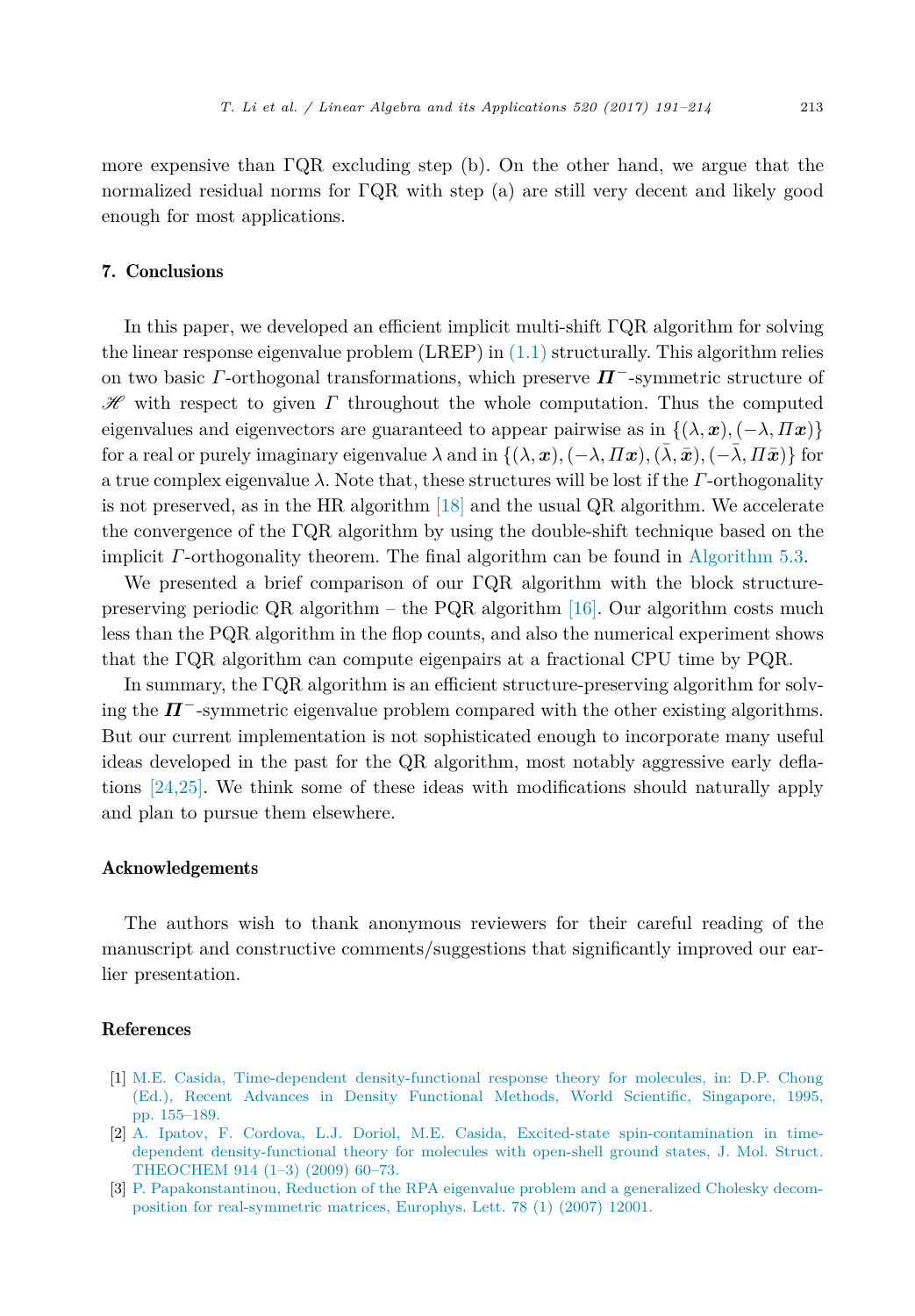more expensive than ΓQR excluding step (b). On the other hand, we argue that the normalized residual norms for ΓQR with step (a) are still very decent and likely good enough for most applications.

## 7. Conclusions

In this paper, we developed an efficient implicit multi-shift ΓQR algorithm for solving the linear response eigenvalue problem (LREP) in (1.1) structurally. This algorithm relies on two basic $\Gamma$-orthogonal transformations, which preserve $\boldsymbol{\Pi}^{-}$-symmetric structure of $\mathscr{H}$ with respect to given $\Gamma$ throughout the whole computation. Thus the computed eigenvalues and eigenvectors are guaranteed to appear pairwise as in $\{(\lambda, \boldsymbol{x}), (-\lambda, \Pi\boldsymbol{x})\}$ for a real or purely imaginary eigenvalue $\lambda$ and in $\{(\lambda, \boldsymbol{x}), (-\lambda, \Pi\boldsymbol{x}), (\bar{\lambda}, \bar{\boldsymbol{x}}), (-\bar{\lambda}, \Pi\bar{\boldsymbol{x}})\}$ for a true complex eigenvalue $\lambda$. Note that, these structures will be lost if the $\Gamma$-orthogonality is not preserved, as in the HR algorithm [18] and the usual QR algorithm. We accelerate the convergence of the ΓQR algorithm by using the double-shift technique based on the implicit $\Gamma$-orthogonality theorem. The final algorithm can be found in Algorithm 5.3.

We presented a brief comparison of our ΓQR algorithm with the block structure-preserving periodic QR algorithm – the PQR algorithm [16]. Our algorithm costs much less than the PQR algorithm in the flop counts, and also the numerical experiment shows that the ΓQR algorithm can compute eigenpairs at a fractional CPU time by PQR.

In summary, the ΓQR algorithm is an efficient structure-preserving algorithm for solving the $\boldsymbol{\Pi}^{-}$-symmetric eigenvalue problem compared with the other existing algorithms. But our current implementation is not sophisticated enough to incorporate many useful ideas developed in the past for the QR algorithm, most notably aggressive early deflations [24,25]. We think some of these ideas with modifications should naturally apply and plan to pursue them elsewhere.

## Acknowledgements

The authors wish to thank anonymous reviewers for their careful reading of the manuscript and constructive comments/suggestions that significantly improved our earlier presentation.

## References

[1] M.E. Casida, Time-dependent density-functional response theory for molecules, in: D.P. Chong (Ed.), Recent Advances in Density Functional Methods, World Scientific, Singapore, 1995, pp. 155–189.

[2] A. Ipatov, F. Cordova, L.J. Doriol, M.E. Casida, Excited-state spin-contamination in time-dependent density-functional theory for molecules with open-shell ground states, J. Mol. Struct. THEOCHEM 914 (1–3) (2009) 60–73.

[3] P. Papakonstantinou, Reduction of the RPA eigenvalue problem and a generalized Cholesky decomposition for real-symmetric matrices, Europhys. Lett. 78 (1) (2007) 12001.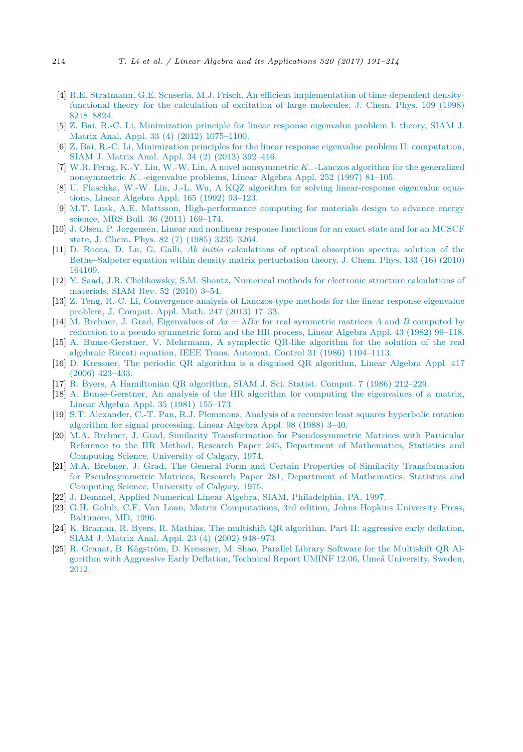[4] R.E. Stratmann, G.E. Scuseria, M.J. Frisch, An efficient implementation of time-dependent density-functional theory for the calculation of excitation of large molecules, J. Chem. Phys. 109 (1998) 8218–8824.

[5] Z. Bai, R.-C. Li, Minimization principle for linear response eigenvalue problem I: theory, SIAM J. Matrix Anal. Appl. 33 (4) (2012) 1075–1100.

[6] Z. Bai, R.-C. Li, Minimization principles for the linear response eigenvalue problem II: computation, SIAM J. Matrix Anal. Appl. 34 (2) (2013) 392–416.

[7] W.R. Ferng, K.-Y. Lin, W.-W. Lin, A novel nonsymmetric $K_{-}$-Lanczos algorithm for the generalized nonsymmetric $K_{-}$-eigenvalue problems, Linear Algebra Appl. 252 (1997) 81–105.

[8] U. Flaschka, W.-W. Lin, J.-L. Wu, A KQZ algorithm for solving linear-response eigenvalue equations, Linear Algebra Appl. 165 (1992) 93–123.

[9] M.T. Lusk, A.E. Mattsson, High-performance computing for materials design to advance energy science, MRS Bull. 36 (2011) 169–174.

[10] J. Olsen, P. Jorgensen, Linear and nonlinear response functions for an exact state and for an MCSCF state, J. Chem. Phys. 82 (7) (1985) 3235–3264.

[11] D. Rocca, D. Lu, G. Galli, *Ab initio* calculations of optical absorption spectra: solution of the Bethe–Salpeter equation within density matrix perturbation theory, J. Chem. Phys. 133 (16) (2010) 164109.

[12] Y. Saad, J.R. Chelikowsky, S.M. Shontz, Numerical methods for electronic structure calculations of materials, SIAM Rev. 52 (2010) 3–54.

[13] Z. Teng, R.-C. Li, Convergence analysis of Lanczos-type methods for the linear response eigenvalue problem, J. Comput. Appl. Math. 247 (2013) 17–33.

[14] M. Brebner, J. Grad, Eigenvalues of $Ax = \lambda Bx$ for real symmetric matrices $A$ and $B$ computed by reduction to a pseudo symmetric form and the HR process, Linear Algebra Appl. 43 (1982) 99–118.

[15] A. Bunse-Gerstner, V. Mehrmann, A symplectic QR-like algorithm for the solution of the real algebraic Riccati equation, IEEE Trans. Automat. Control 31 (1986) 1104–1113.

[16] D. Kressner, The periodic QR algorithm is a disguised QR algorithm, Linear Algebra Appl. 417 (2006) 423–433.

[17] R. Byers, A Hamiltonian QR algorithm, SIAM J. Sci. Statist. Comput. 7 (1986) 212–229.

[18] A. Bunse-Gerstner, An analysis of the HR algorithm for computing the eigenvalues of a matrix, Linear Algebra Appl. 35 (1981) 155–173.

[19] S.T. Alexander, C.-T. Pan, R.J. Plemmons, Analysis of a recursive least squares hyperbolic rotation algorithm for signal processing, Linear Algebra Appl. 98 (1988) 3–40.

[20] M.A. Brebner, J. Grad, Similarity Transformation for Pseudosymmetric Matrices with Particular Reference to the HR Method, Research Paper 245, Department of Mathematics, Statistics and Computing Science, University of Calgary, 1974.

[21] M.A. Brebner, J. Grad, The General Form and Certain Properties of Similarity Transformation for Pseudosymmetric Matrices, Research Paper 281, Department of Mathematics, Statistics and Computing Science, University of Calgary, 1975.

[22] J. Demmel, Applied Numerical Linear Algebra, SIAM, Philadelphia, PA, 1997.

[23] G.H. Golub, C.F. Van Loan, Matrix Computations, 3rd edition, Johns Hopkins University Press, Baltimore, MD, 1996.

[24] K. Braman, R. Byers, R. Mathias, The multishift QR algorithm. Part II: aggressive early deflation, SIAM J. Matrix Anal. Appl. 23 (4) (2002) 948–973.

[25] R. Granat, B. Kågström, D. Kressner, M. Shao, Parallel Library Software for the Multishift QR Algorithm with Aggressive Early Deflation, Technical Report UMINF 12.06, Umeå University, Sweden, 2012.